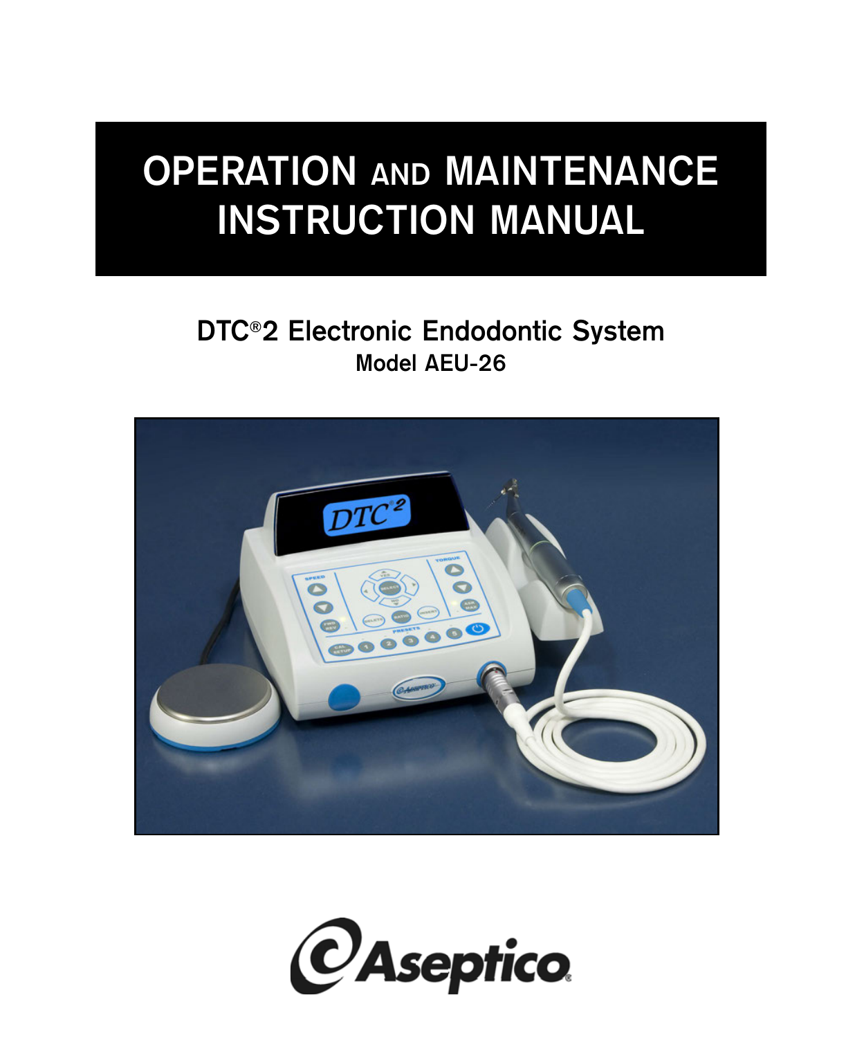# OPERATION AND MAINTENANCE INSTRUCTION MANUAL

## DTC®2 Electronic Endodontic System

### Model AEU-26

Aseptico®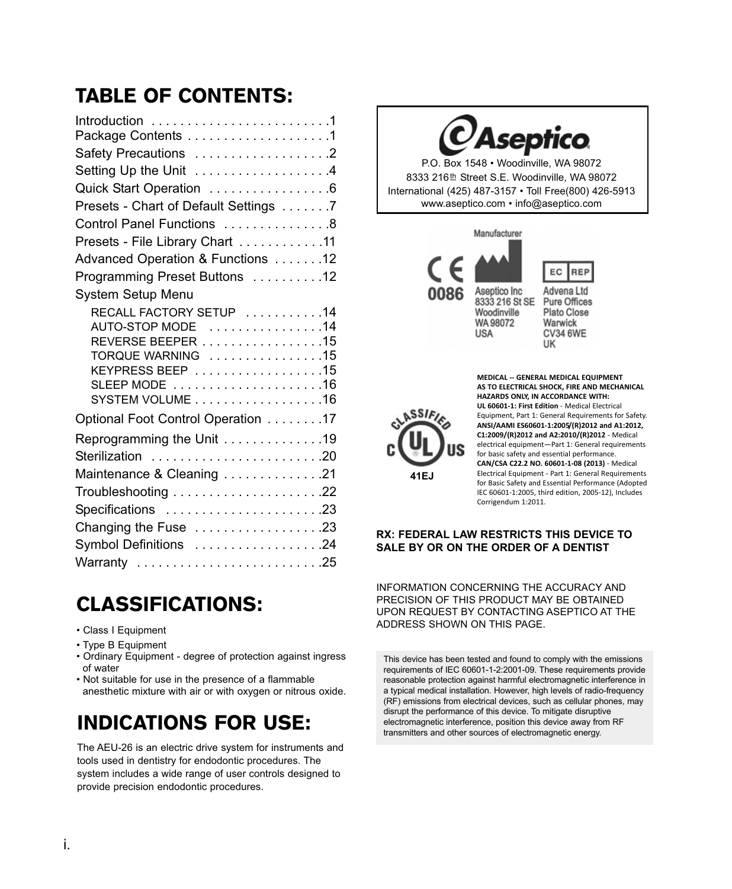# TABLE OF CONTENTS:

| Section | Page |
|---|---|
| Introduction | 1 |
| Package Contents | 1 |
| Safety Precautions | 2 |
| Setting Up the Unit | 4 |
| Quick Start Operation | 6 |
| Presets - Chart of Default Settings | 7 |
| Control Panel Functions | 8 |
| Presets - File Library Chart | 11 |
| Advanced Operation & Functions | 12 |
| Programming Preset Buttons | 12 |
| System Setup Menu | |
| RECALL FACTORY SETUP | 14 |
| AUTO-STOP MODE | 14 |
| REVERSE BEEPER | 15 |
| TORQUE WARNING | 15 |
| KEYPRESS BEEP | 15 |
| SLEEP MODE | 16 |
| SYSTEM VOLUME | 16 |
| Optional Foot Control Operation | 17 |
| Reprogramming the Unit | 19 |
| Sterilization | 20 |
| Maintenance & Cleaning | 21 |
| Troubleshooting | 22 |
| Specifications | 23 |
| Changing the Fuse | 23 |
| Symbol Definitions | 24 |
| Warranty | 25 |

# CLASSIFICATIONS:

- Class I Equipment
- Type B Equipment
- Ordinary Equipment - degree of protection against ingress of water
- Not suitable for use in the presence of a flammable anesthetic mixture with air or with oxygen or nitrous oxide.

# INDICATIONS FOR USE:

The AEU-26 is an electric drive system for instruments and tools used in dentistry for endodontic procedures. The system includes a wide range of user controls designed to provide precision endodontic procedures.

**Aseptico**

P.O. Box 1548 • Woodinville, WA 98072
8333 216th Street S.E. Woodinville, WA 98072
International (425) 487-3157 • Toll Free(800) 426-5913
www.aseptico.com • info@aseptico.com

CE 0086

Manufacturer
Aseptico Inc
8333 216 St SE
Woodinville
WA 98072
USA

EC REP
Advena Ltd
Pure Offices
Plato Close
Warwick
CV34 6WE
UK

CLASSIFIED c UL US
41EJ

**MEDICAL -- GENERAL MEDICAL EQUIPMENT AS TO ELECTRICAL SHOCK, FIRE AND MECHANICAL HAZARDS ONLY, IN ACCORDANCE WITH:**
**UL 60601-1: First Edition** - Medical Electrical Equipment, Part 1: General Requirements for Safety.
**ANSI/AAMI ES60601-1:2005/(R)2012 and A1:2012, C1:2009/(R)2012 and A2:2010/(R)2012** - Medical electrical equipment—Part 1: General requirements for basic safety and essential performance.
**CAN/CSA C22.2 NO. 60601-1-08 (2013)** - Medical Electrical Equipment - Part 1: General Requirements for Basic Safety and Essential Performance (Adopted IEC 60601-1:2005, third edition, 2005-12), Includes Corrigendum 1:2011.

**RX: FEDERAL LAW RESTRICTS THIS DEVICE TO SALE BY OR ON THE ORDER OF A DENTIST**

INFORMATION CONCERNING THE ACCURACY AND PRECISION OF THIS PRODUCT MAY BE OBTAINED UPON REQUEST BY CONTACTING ASEPTICO AT THE ADDRESS SHOWN ON THIS PAGE.

This device has been tested and found to comply with the emissions requirements of IEC 60601-1-2:2001-09. These requirements provide reasonable protection against harmful electromagnetic interference in a typical medical installation. However, high levels of radio-frequency (RF) emissions from electrical devices, such as cellular phones, may disrupt the performance of this device. To mitigate disruptive electromagnetic interference, position this device away from RF transmitters and other sources of electromagnetic energy.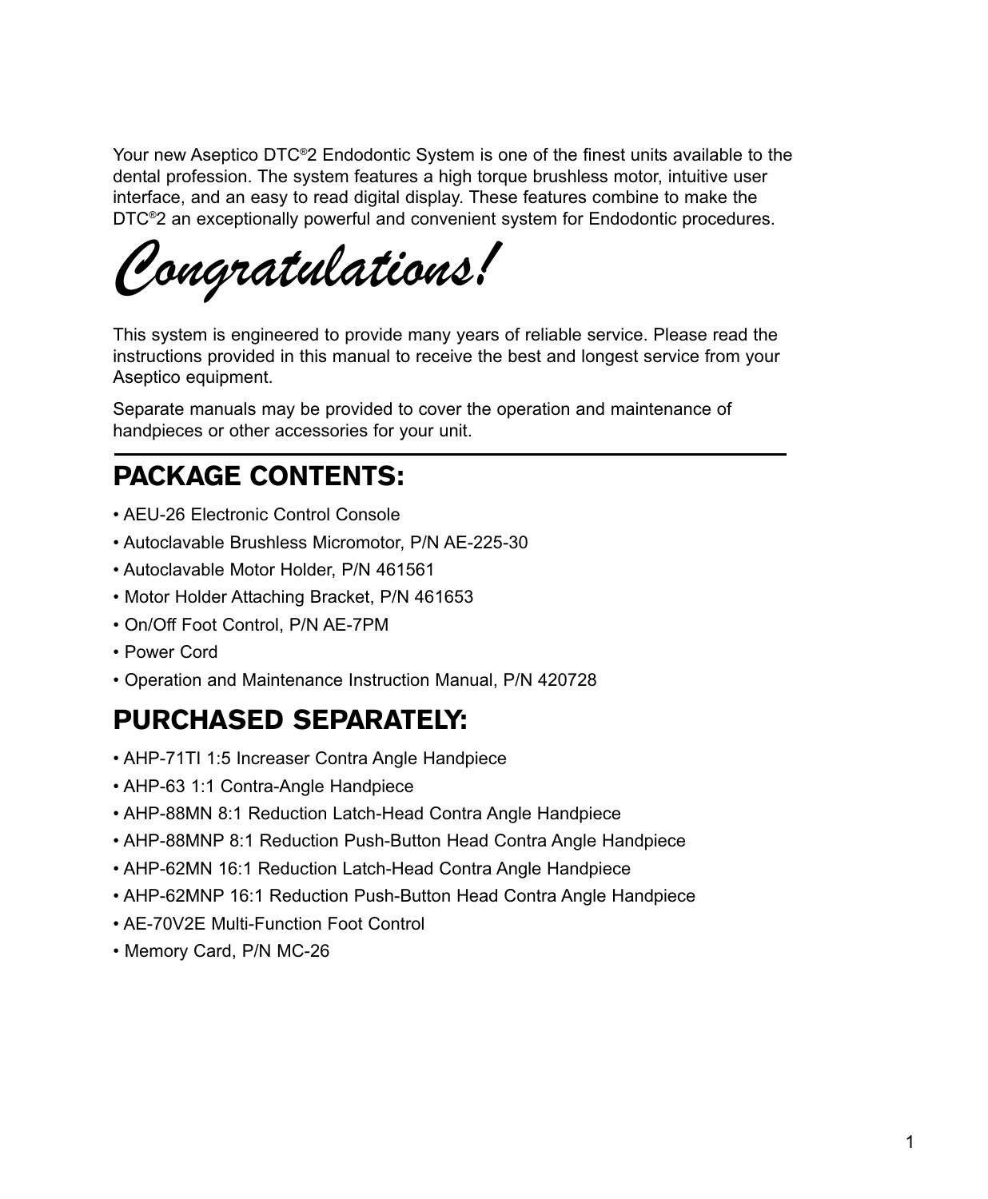Your new Aseptico DTC®2 Endodontic System is one of the finest units available to the dental profession. The system features a high torque brushless motor, intuitive user interface, and an easy to read digital display. These features combine to make the DTC®2 an exceptionally powerful and convenient system for Endodontic procedures.

# *Congratulations!*

This system is engineered to provide many years of reliable service. Please read the instructions provided in this manual to receive the best and longest service from your Aseptico equipment.

Separate manuals may be provided to cover the operation and maintenance of handpieces or other accessories for your unit.

## PACKAGE CONTENTS:

- AEU-26 Electronic Control Console
- Autoclavable Brushless Micromotor, P/N AE-225-30
- Autoclavable Motor Holder, P/N 461561
- Motor Holder Attaching Bracket, P/N 461653
- On/Off Foot Control, P/N AE-7PM
- Power Cord
- Operation and Maintenance Instruction Manual, P/N 420728

## PURCHASED SEPARATELY:

- AHP-71TI 1:5 Increaser Contra Angle Handpiece
- AHP-63 1:1 Contra-Angle Handpiece
- AHP-88MN 8:1 Reduction Latch-Head Contra Angle Handpiece
- AHP-88MNP 8:1 Reduction Push-Button Head Contra Angle Handpiece
- AHP-62MN 16:1 Reduction Latch-Head Contra Angle Handpiece
- AHP-62MNP 16:1 Reduction Push-Button Head Contra Angle Handpiece
- AE-70V2E Multi-Function Foot Control
- Memory Card, P/N MC-26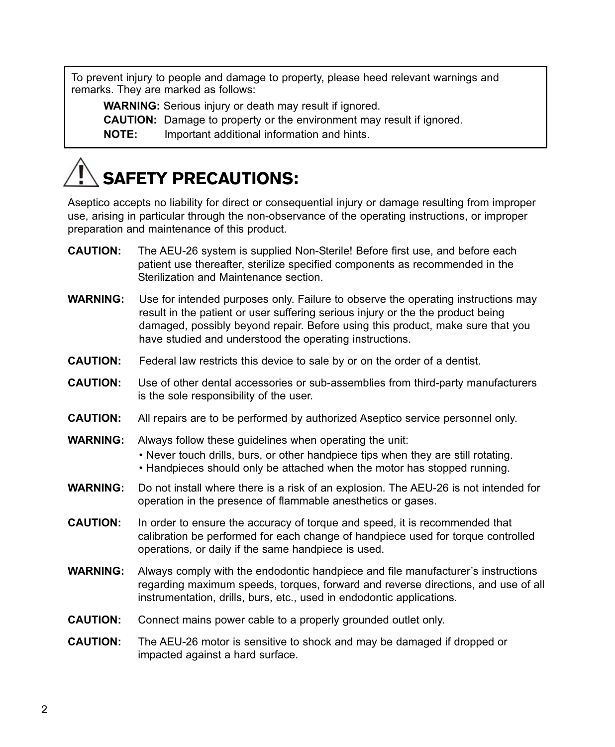To prevent injury to people and damage to property, please heed relevant warnings and remarks. They are marked as follows:

**WARNING:** Serious injury or death may result if ignored.
**CAUTION:** Damage to property or the environment may result if ignored.
**NOTE:** Important additional information and hints.

# SAFETY PRECAUTIONS:

Aseptico accepts no liability for direct or consequential injury or damage resulting from improper use, arising in particular through the non-observance of the operating instructions, or improper preparation and maintenance of this product.

**CAUTION:** The AEU-26 system is supplied Non-Sterile! Before first use, and before each patient use thereafter, sterilize specified components as recommended in the Sterilization and Maintenance section.

**WARNING:** Use for intended purposes only. Failure to observe the operating instructions may result in the patient or user suffering serious injury or the the product being damaged, possibly beyond repair. Before using this product, make sure that you have studied and understood the operating instructions.

**CAUTION:** Federal law restricts this device to sale by or on the order of a dentist.

**CAUTION:** Use of other dental accessories or sub-assemblies from third-party manufacturers is the sole responsibility of the user.

**CAUTION:** All repairs are to be performed by authorized Aseptico service personnel only.

**WARNING:** Always follow these guidelines when operating the unit:

- Never touch drills, burs, or other handpiece tips when they are still rotating.
- Handpieces should only be attached when the motor has stopped running.

**WARNING:** Do not install where there is a risk of an explosion. The AEU-26 is not intended for operation in the presence of flammable anesthetics or gases.

**CAUTION:** In order to ensure the accuracy of torque and speed, it is recommended that calibration be performed for each change of handpiece used for torque controlled operations, or daily if the same handpiece is used.

**WARNING:** Always comply with the endodontic handpiece and file manufacturer's instructions regarding maximum speeds, torques, forward and reverse directions, and use of all instrumentation, drills, burs, etc., used in endodontic applications.

**CAUTION:** Connect mains power cable to a properly grounded outlet only.

**CAUTION:** The AEU-26 motor is sensitive to shock and may be damaged if dropped or impacted against a hard surface.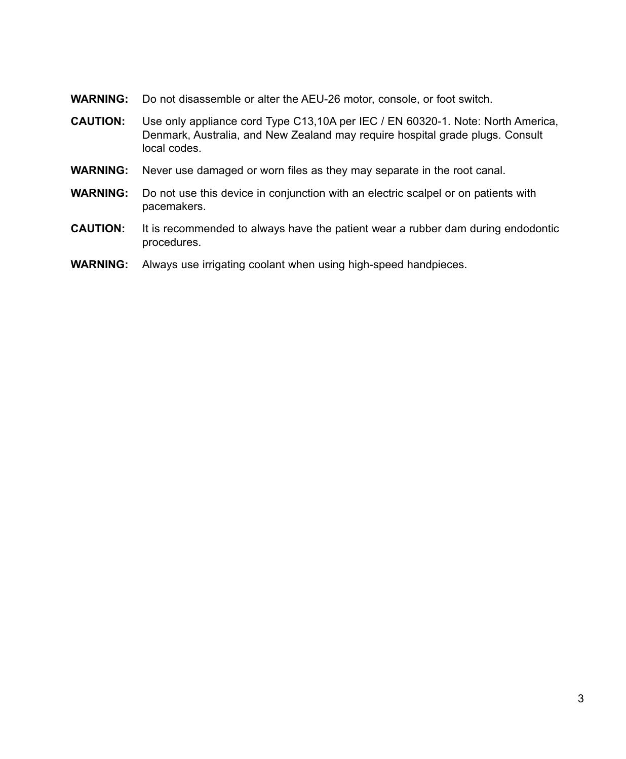**WARNING:** Do not disassemble or alter the AEU-26 motor, console, or foot switch.

**CAUTION:** Use only appliance cord Type C13,10A per IEC / EN 60320-1. Note: North America, Denmark, Australia, and New Zealand may require hospital grade plugs. Consult local codes.

**WARNING:** Never use damaged or worn files as they may separate in the root canal.

**WARNING:** Do not use this device in conjunction with an electric scalpel or on patients with pacemakers.

**CAUTION:** It is recommended to always have the patient wear a rubber dam during endodontic procedures.

**WARNING:** Always use irrigating coolant when using high-speed handpieces.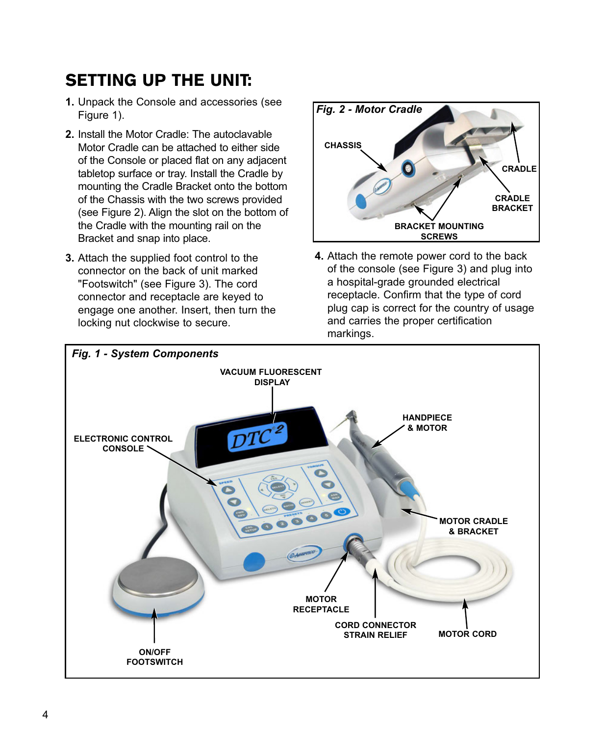# SETTING UP THE UNIT:

1. Unpack the Console and accessories (see Figure 1).

2. Install the Motor Cradle: The autoclavable Motor Cradle can be attached to either side of the Console or placed flat on any adjacent tabletop surface or tray. Install the Cradle by mounting the Cradle Bracket onto the bottom of the Chassis with the two screws provided (see Figure 2). Align the slot on the bottom of the Cradle with the mounting rail on the Bracket and snap into place.

3. Attach the supplied foot control to the connector on the back of unit marked "Footswitch" (see Figure 3). The cord connector and receptacle are keyed to engage one another. Insert, then turn the locking nut clockwise to secure.

*Fig. 2 - Motor Cradle*

CHASSIS

CRADLE

CRADLE BRACKET

BRACKET MOUNTING SCREWS

4. Attach the remote power cord to the back of the console (see Figure 3) and plug into a hospital-grade grounded electrical receptacle. Confirm that the type of cord plug cap is correct for the country of usage and carries the proper certification markings.

*Fig. 1 - System Components*

VACUUM FLUORESCENT DISPLAY

ELECTRONIC CONTROL CONSOLE

HANDPIECE & MOTOR

MOTOR CRADLE & BRACKET

MOTOR RECEPTACLE

CORD CONNECTOR STRAIN RELIEF

MOTOR CORD

ON/OFF FOOTSWITCH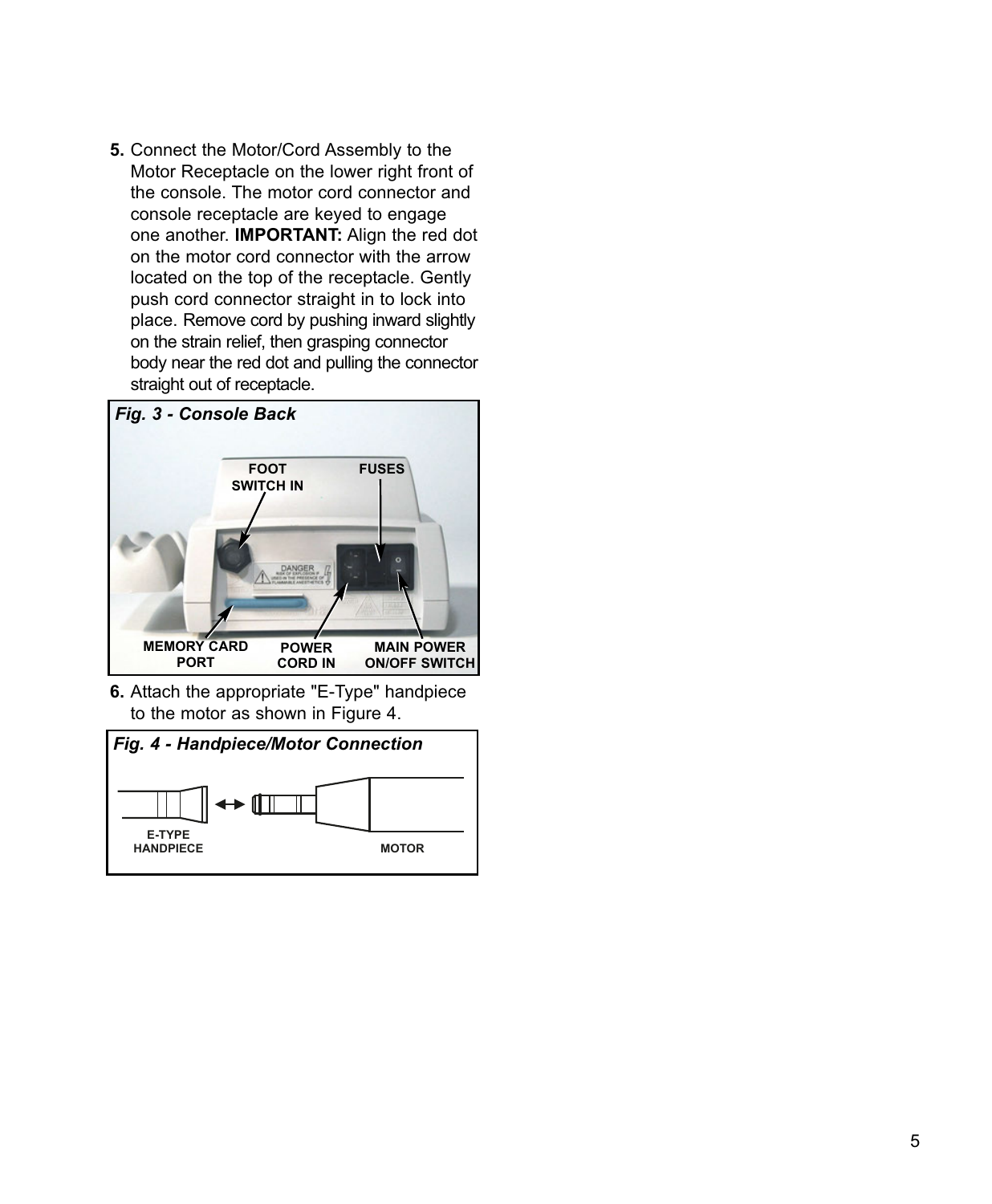5. Connect the Motor/Cord Assembly to the Motor Receptacle on the lower right front of the console. The motor cord connector and console receptacle are keyed to engage one another. **IMPORTANT:** Align the red dot on the motor cord connector with the arrow located on the top of the receptacle. Gently push cord connector straight in to lock into place. Remove cord by pushing inward slightly on the strain relief, then grasping connector body near the red dot and pulling the connector straight out of receptacle.

***Fig. 3 - Console Back***

FOOT SWITCH IN · FUSES · MEMORY CARD PORT · POWER CORD IN · MAIN POWER ON/OFF SWITCH

6. Attach the appropriate "E-Type" handpiece to the motor as shown in Figure 4.

***Fig. 4 - Handpiece/Motor Connection***

E-TYPE HANDPIECE · MOTOR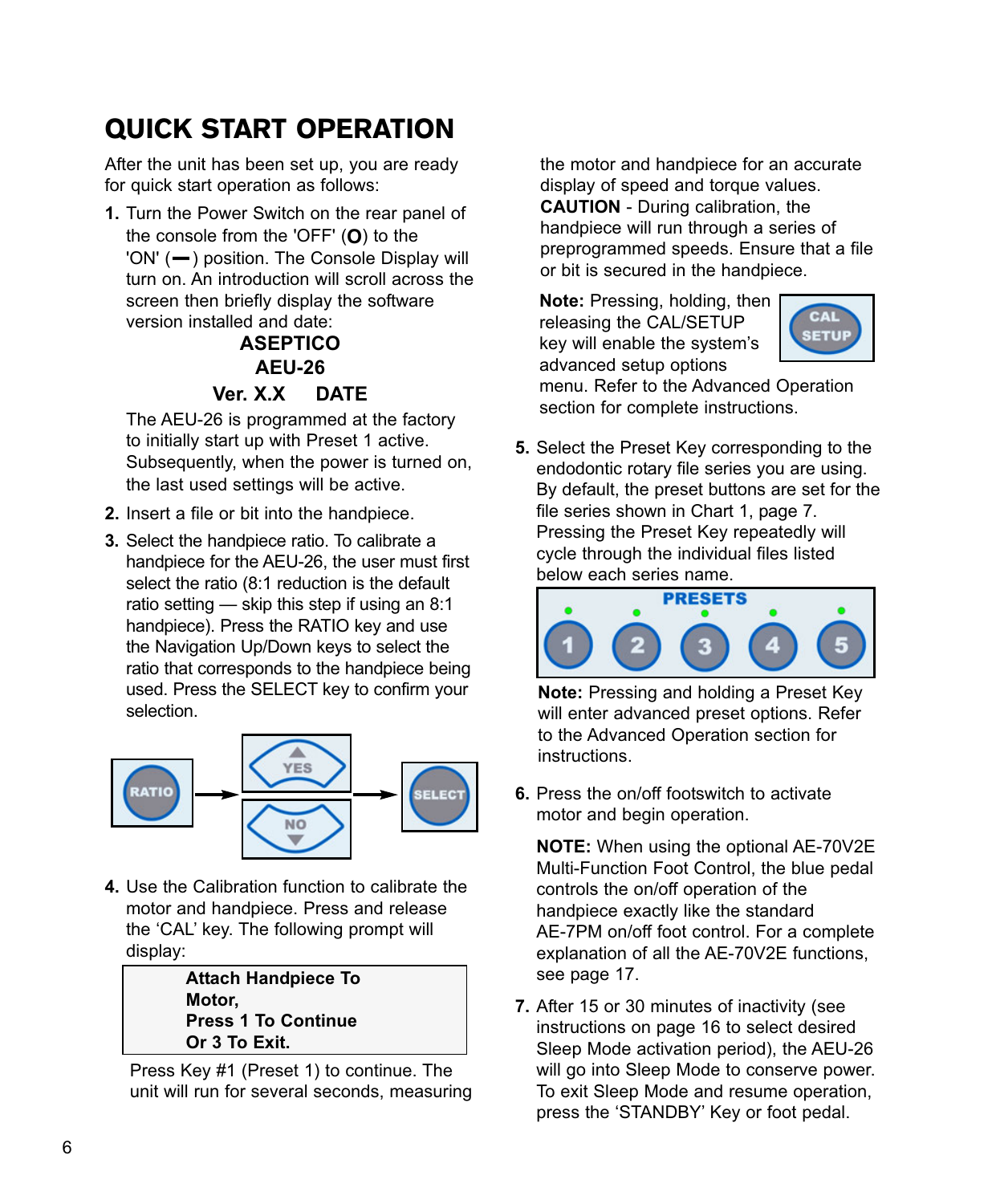# QUICK START OPERATION

After the unit has been set up, you are ready for quick start operation as follows:

1. Turn the Power Switch on the rear panel of the console from the 'OFF' (**O**) to the 'ON' (**—**) position. The Console Display will turn on. An introduction will scroll across the screen then briefly display the software version installed and date:

   **ASEPTICO**
   **AEU-26**
   **Ver. X.X DATE**

   The AEU-26 is programmed at the factory to initially start up with Preset 1 active. Subsequently, when the power is turned on, the last used settings will be active.

2. Insert a file or bit into the handpiece.

3. Select the handpiece ratio. To calibrate a handpiece for the AEU-26, the user must first select the ratio (8:1 reduction is the default ratio setting — skip this step if using an 8:1 handpiece). Press the RATIO key and use the Navigation Up/Down keys to select the ratio that corresponds to the handpiece being used. Press the SELECT key to confirm your selection.

   RATIO → YES / NO → SELECT

4. Use the Calibration function to calibrate the motor and handpiece. Press and release the 'CAL' key. The following prompt will display:

   **Attach Handpiece To Motor,**
   **Press 1 To Continue**
   **Or 3 To Exit.**

   Press Key #1 (Preset 1) to continue. The unit will run for several seconds, measuring the motor and handpiece for an accurate display of speed and torque values.
   **CAUTION** - During calibration, the handpiece will run through a series of preprogrammed speeds. Ensure that a file or bit is secured in the handpiece.

   **Note:** Pressing, holding, then releasing the CAL/SETUP key will enable the system's advanced setup options menu. Refer to the Advanced Operation section for complete instructions.

   CAL SETUP

5. Select the Preset Key corresponding to the endodontic rotary file series you are using. By default, the preset buttons are set for the file series shown in Chart 1, page 7. Pressing the Preset Key repeatedly will cycle through the individual files listed below each series name.

   PRESETS: 1 2 3 4 5

   **Note:** Pressing and holding a Preset Key will enter advanced preset options. Refer to the Advanced Operation section for instructions.

6. Press the on/off footswitch to activate motor and begin operation.

   **NOTE:** When using the optional AE-70V2E Multi-Function Foot Control, the blue pedal controls the on/off operation of the handpiece exactly like the standard AE-7PM on/off foot control. For a complete explanation of all the AE-70V2E functions, see page 17.

7. After 15 or 30 minutes of inactivity (see instructions on page 16 to select desired Sleep Mode activation period), the AEU-26 will go into Sleep Mode to conserve power. To exit Sleep Mode and resume operation, press the 'STANDBY' Key or foot pedal.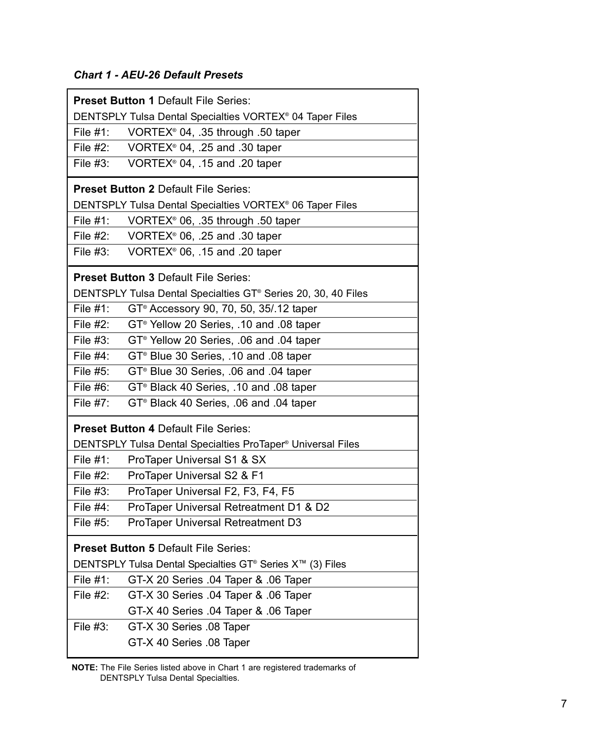***Chart 1 - AEU-26 Default Presets***

| **Preset Button 1** Default File Series: | |
|---|---|
| DENTSPLY Tulsa Dental Specialties VORTEX® 04 Taper Files | |
| File #1: | VORTEX® 04, .35 through .50 taper |
| File #2: | VORTEX® 04, .25 and .30 taper |
| File #3: | VORTEX® 04, .15 and .20 taper |
| **Preset Button 2** Default File Series: | |
| DENTSPLY Tulsa Dental Specialties VORTEX® 06 Taper Files | |
| File #1: | VORTEX® 06, .35 through .50 taper |
| File #2: | VORTEX® 06, .25 and .30 taper |
| File #3: | VORTEX® 06, .15 and .20 taper |
| **Preset Button 3** Default File Series: | |
| DENTSPLY Tulsa Dental Specialties GT® Series 20, 30, 40 Files | |
| File #1: | GT® Accessory 90, 70, 50, 35/.12 taper |
| File #2: | GT® Yellow 20 Series, .10 and .08 taper |
| File #3: | GT® Yellow 20 Series, .06 and .04 taper |
| File #4: | GT® Blue 30 Series, .10 and .08 taper |
| File #5: | GT® Blue 30 Series, .06 and .04 taper |
| File #6: | GT® Black 40 Series, .10 and .08 taper |
| File #7: | GT® Black 40 Series, .06 and .04 taper |
| **Preset Button 4** Default File Series: | |
| DENTSPLY Tulsa Dental Specialties ProTaper® Universal Files | |
| File #1: | ProTaper Universal S1 & SX |
| File #2: | ProTaper Universal S2 & F1 |
| File #3: | ProTaper Universal F2, F3, F4, F5 |
| File #4: | ProTaper Universal Retreatment D1 & D2 |
| File #5: | ProTaper Universal Retreatment D3 |
| **Preset Button 5** Default File Series: | |
| DENTSPLY Tulsa Dental Specialties GT® Series X™ (3) Files | |
| File #1: | GT-X 20 Series .04 Taper & .06 Taper |
| File #2: | GT-X 30 Series .04 Taper & .06 Taper<br>GT-X 40 Series .04 Taper & .06 Taper |
| File #3: | GT-X 30 Series .08 Taper<br>GT-X 40 Series .08 Taper |

**NOTE:** The File Series listed above in Chart 1 are registered trademarks of DENTSPLY Tulsa Dental Specialties.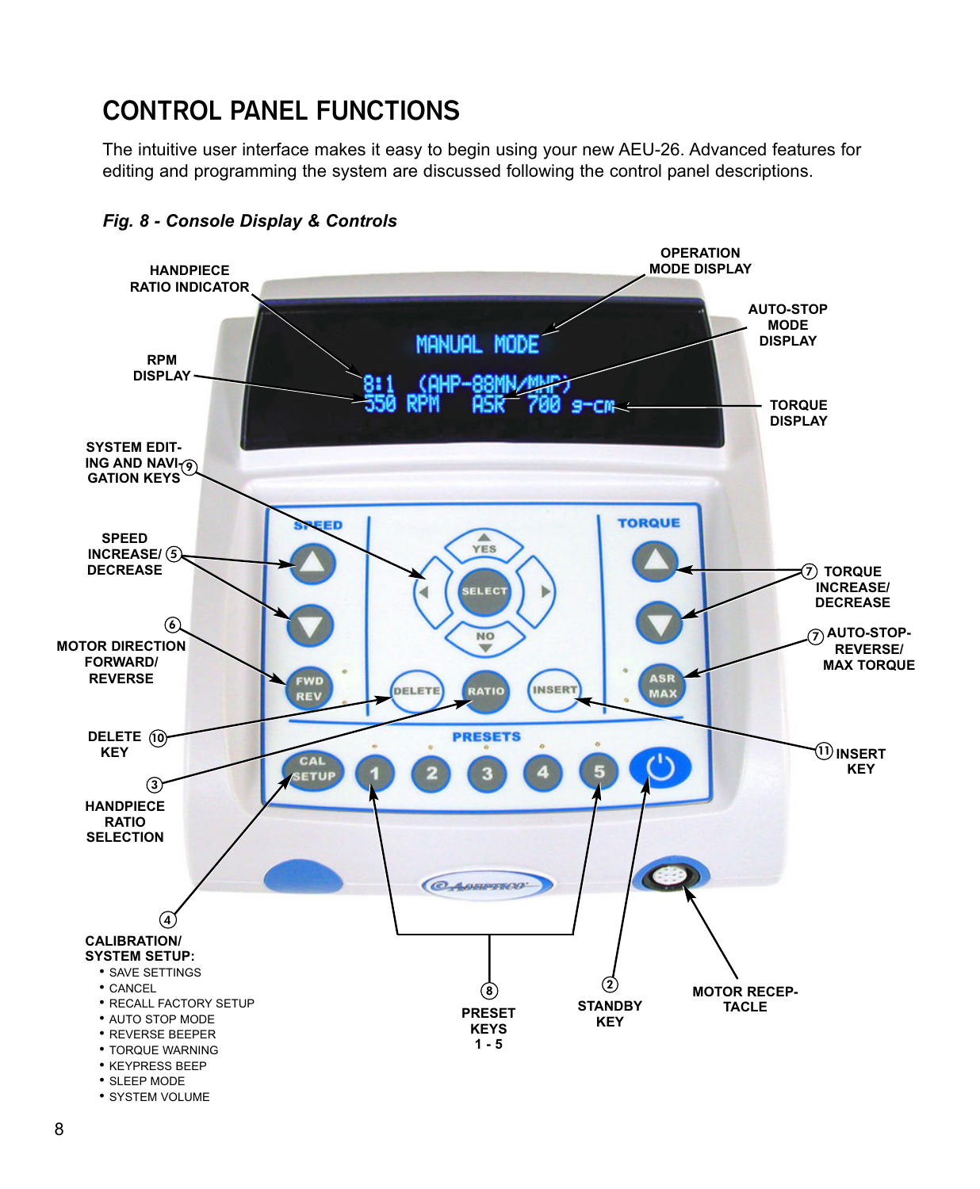# CONTROL PANEL FUNCTIONS

The intuitive user interface makes it easy to begin using your new AEU-26. Advanced features for editing and programming the system are discussed following the control panel descriptions.

***Fig. 8 - Console Display & Controls***

HANDPIECE RATIO INDICATOR

RPM DISPLAY

OPERATION MODE DISPLAY

AUTO-STOP MODE DISPLAY

TORQUE DISPLAY

MANUAL MODE
8:1 (AHP-88MN/MWP)
350 RPM ASR 700 g-cm

⑨ SYSTEM EDITING AND NAVIGATION KEYS

⑤ SPEED INCREASE/ DECREASE

⑥ MOTOR DIRECTION FORWARD/ REVERSE

⑩ DELETE KEY

③ HANDPIECE RATIO SELECTION

⑦ TORQUE INCREASE/ DECREASE

⑦ AUTO-STOP-REVERSE/ MAX TORQUE

⑪ INSERT KEY

④ CALIBRATION/ SYSTEM SETUP:
- SAVE SETTINGS
- CANCEL
- RECALL FACTORY SETUP
- AUTO STOP MODE
- REVERSE BEEPER
- TORQUE WARNING
- KEYPRESS BEEP
- SLEEP MODE
- SYSTEM VOLUME

⑧ PRESET KEYS 1 - 5

② STANDBY KEY

MOTOR RECEPTACLE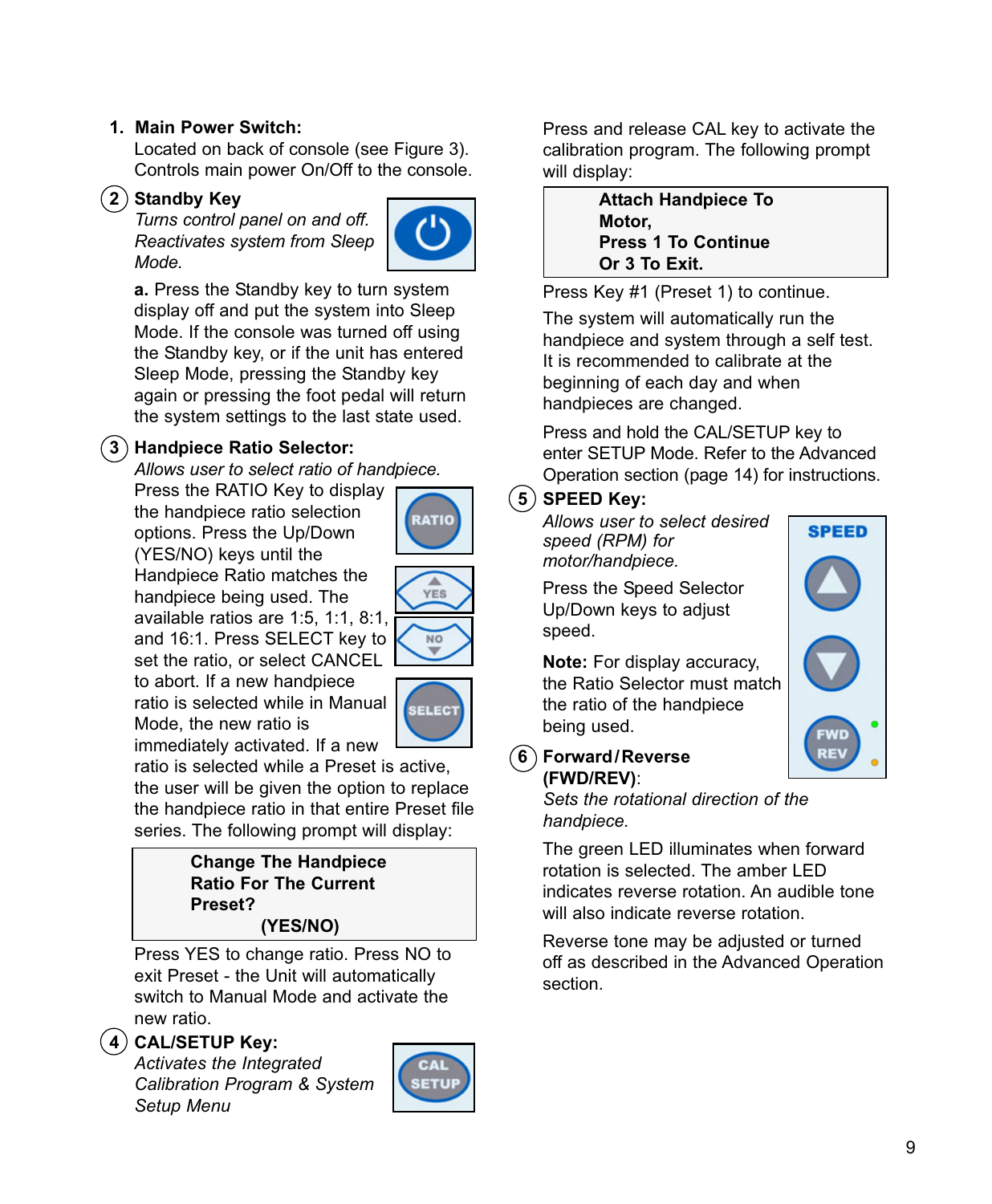1. **Main Power Switch:**
   Located on back of console (see Figure 3). Controls main power On/Off to the console.

2. **Standby Key**
   *Turns control panel on and off. Reactivates system from Sleep Mode.*

   **a.** Press the Standby key to turn system display off and put the system into Sleep Mode. If the console was turned off using the Standby key, or if the unit has entered Sleep Mode, pressing the Standby key again or pressing the foot pedal will return the system settings to the last state used.

3. **Handpiece Ratio Selector:**
   *Allows user to select ratio of handpiece.*
   Press the RATIO Key to display the handpiece ratio selection options. Press the Up/Down (YES/NO) keys until the Handpiece Ratio matches the handpiece being used. The available ratios are 1:5, 1:1, 8:1, and 16:1. Press SELECT key to set the ratio, or select CANCEL to abort. If a new handpiece ratio is selected while in Manual Mode, the new ratio is immediately activated. If a new ratio is selected while a Preset is active, the user will be given the option to replace the handpiece ratio in that entire Preset file series. The following prompt will display:

   > **Change The Handpiece Ratio For The Current Preset?**
   > **(YES/NO)**

   Press YES to change ratio. Press NO to exit Preset - the Unit will automatically switch to Manual Mode and activate the new ratio.

4. **CAL/SETUP Key:**
   *Activates the Integrated Calibration Program & System Setup Menu*

   Press and release CAL key to activate the calibration program. The following prompt will display:

   > **Attach Handpiece To Motor,**
   > **Press 1 To Continue**
   > **Or 3 To Exit.**

   Press Key #1 (Preset 1) to continue.

   The system will automatically run the handpiece and system through a self test. It is recommended to calibrate at the beginning of each day and when handpieces are changed.

   Press and hold the CAL/SETUP key to enter SETUP Mode. Refer to the Advanced Operation section (page 14) for instructions.

5. **SPEED Key:**
   *Allows user to select desired speed (RPM) for motor/handpiece.*

   Press the Speed Selector Up/Down keys to adjust speed.

   **Note:** For display accuracy, the Ratio Selector must match the ratio of the handpiece being used.

6. **Forward/Reverse (FWD/REV)**:
   *Sets the rotational direction of the handpiece.*

   The green LED illuminates when forward rotation is selected. The amber LED indicates reverse rotation. An audible tone will also indicate reverse rotation.

   Reverse tone may be adjusted or turned off as described in the Advanced Operation section.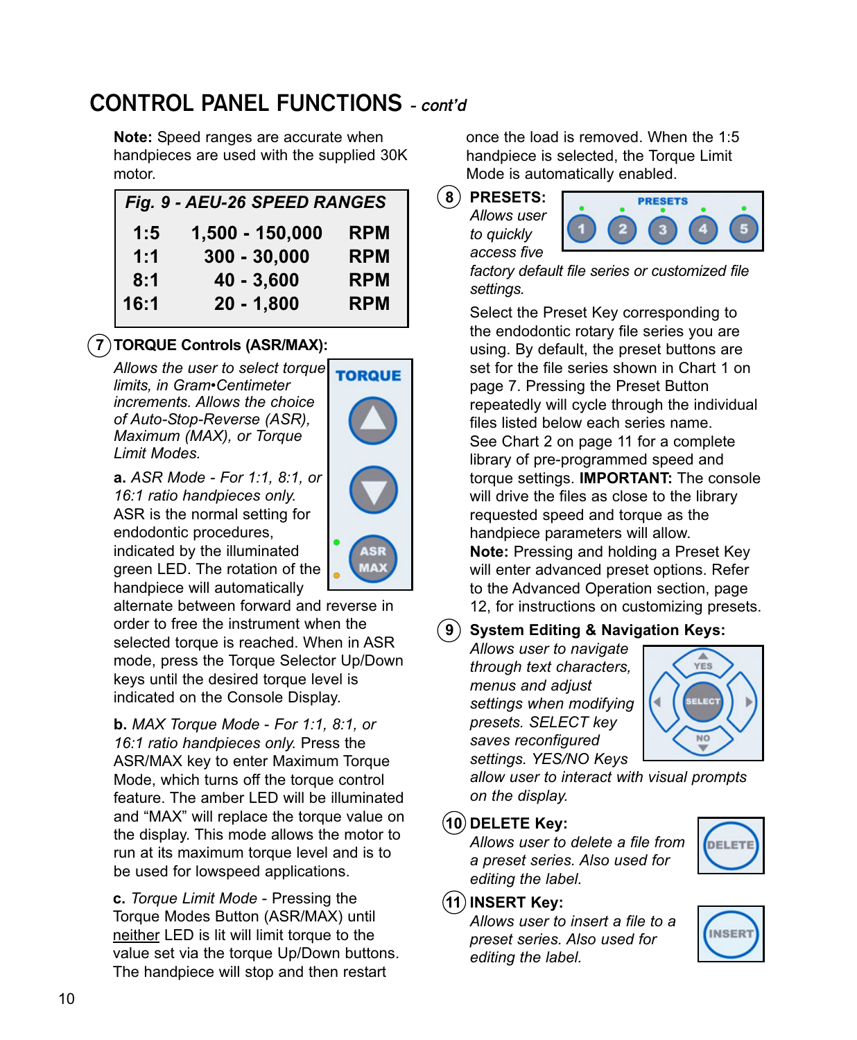# CONTROL PANEL FUNCTIONS *- cont'd*

**Note:** Speed ranges are accurate when handpieces are used with the supplied 30K motor.

| *Fig. 9 - AEU-26 SPEED RANGES* | | |
|---|---|---|
| 1:5 | 1,500 - 150,000 | RPM |
| 1:1 | 300 - 30,000 | RPM |
| 8:1 | 40 - 3,600 | RPM |
| 16:1 | 20 - 1,800 | RPM |

### 7 TORQUE Controls (ASR/MAX):

*Allows the user to select torque limits, in Gram•Centimeter increments. Allows the choice of Auto-Stop-Reverse (ASR), Maximum (MAX), or Torque Limit Modes.*

**a.** *ASR Mode - For 1:1, 8:1, or 16:1 ratio handpieces only.* ASR is the normal setting for endodontic procedures, indicated by the illuminated green LED. The rotation of the handpiece will automatically alternate between forward and reverse in order to free the instrument when the selected torque is reached. When in ASR mode, press the Torque Selector Up/Down keys until the desired torque level is indicated on the Console Display.

**b.** *MAX Torque Mode - For 1:1, 8:1, or 16:1 ratio handpieces only.* Press the ASR/MAX key to enter Maximum Torque Mode, which turns off the torque control feature. The amber LED will be illuminated and "MAX" will replace the torque value on the display. This mode allows the motor to run at its maximum torque level and is to be used for lowspeed applications.

**c.** *Torque Limit Mode* - Pressing the Torque Modes Button (ASR/MAX) until <u>neither</u> LED is lit will limit torque to the value set via the torque Up/Down buttons. The handpiece will stop and then restart once the load is removed. When the 1:5 handpiece is selected, the Torque Limit Mode is automatically enabled.

### 8 PRESETS:

*Allows user to quickly access five factory default file series or customized file settings.*

Select the Preset Key corresponding to the endodontic rotary file series you are using. By default, the preset buttons are set for the file series shown in Chart 1 on page 7. Pressing the Preset Button repeatedly will cycle through the individual files listed below each series name. See Chart 2 on page 11 for a complete library of pre-programmed speed and torque settings. **IMPORTANT:** The console will drive the files as close to the library requested speed and torque as the handpiece parameters will allow.

**Note:** Pressing and holding a Preset Key will enter advanced preset options. Refer to the Advanced Operation section, page 12, for instructions on customizing presets.

### 9 System Editing & Navigation Keys:

*Allows user to navigate through text characters, menus and adjust settings when modifying presets. SELECT key saves reconfigured settings. YES/NO Keys allow user to interact with visual prompts on the display.*

### 10 DELETE Key:

*Allows user to delete a file from a preset series. Also used for editing the label.*

### 11 INSERT Key:

*Allows user to insert a file to a preset series. Also used for editing the label.*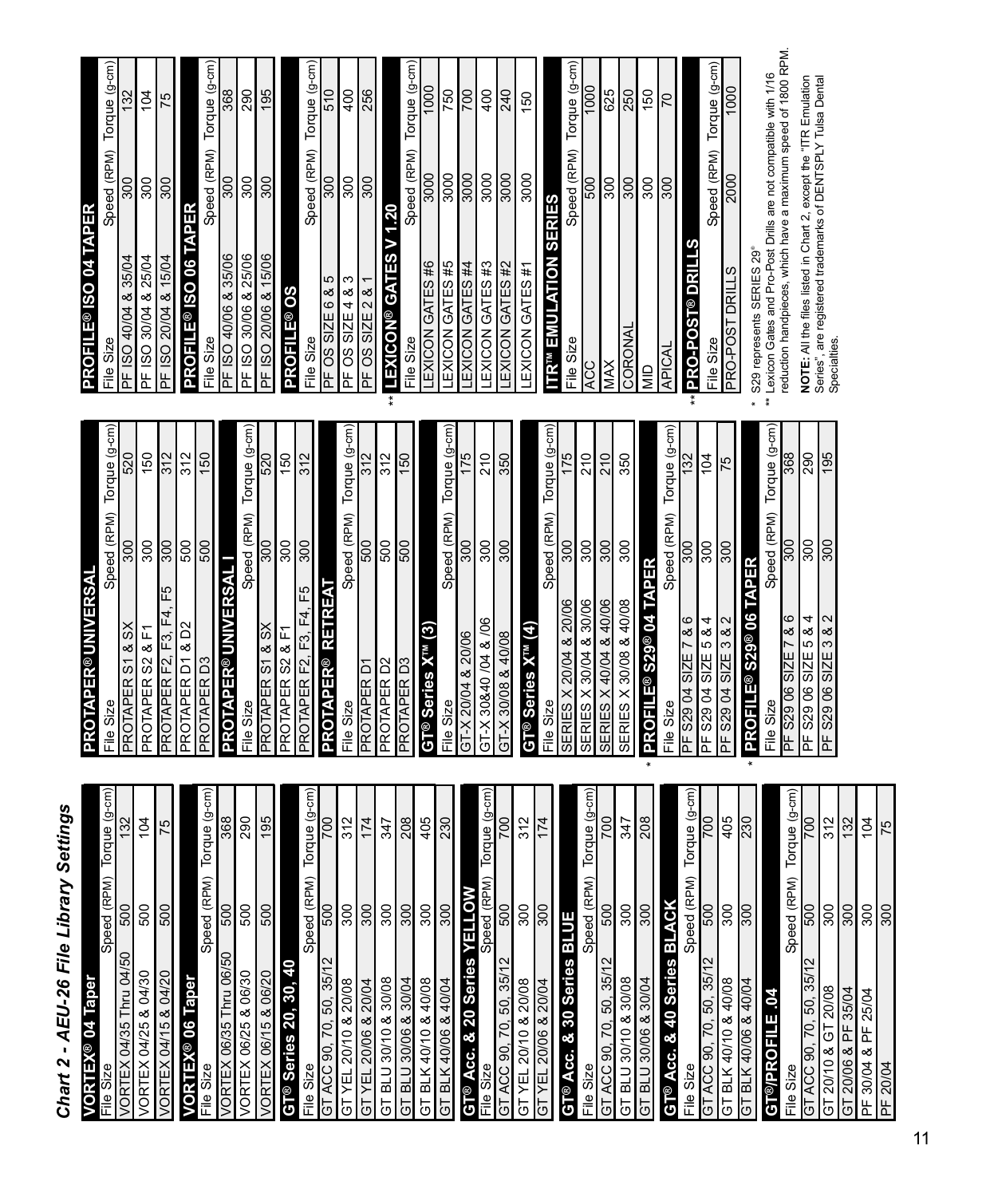# Chart 2 - AEU-26 File Library Settings

| VORTEX® 04 Taper | | |
|---|---|---|
| File Size | Speed (RPM) | Torque (g-cm) |
| VORTEX 04/35 Thru 04/50 | 500 | 132 |
| VORTEX 04/25 & 04/30 | 500 | 104 |
| VORTEX 04/15 & 04/20 | 500 | 75 |

| VORTEX® 06 Taper | | |
|---|---|---|
| File Size | Speed (RPM) | Torque (g-cm) |
| VORTEX 06/35 Thru 06/50 | 500 | 368 |
| VORTEX 06/25 & 06/30 | 500 | 290 |
| VORTEX 06/15 & 06/20 | 500 | 195 |

| GT® Series 20, 30, 40 | | |
|---|---|---|
| File Size | Speed (RPM) | Torque (g-cm) |
| GT ACC 90, 70, 50, 35/12 | 500 | 700 |
| GT YEL 20/10 & 20/08 | 300 | 312 |
| GT YEL 20/06 & 20/04 | 300 | 174 |
| GT BLU 30/10 & 30/08 | 300 | 347 |
| GT BLU 30/06 & 30/04 | 300 | 208 |
| GT BLK 40/10 & 40/08 | 300 | 405 |
| GT BLK 40/06 & 40/04 | 300 | 230 |

| GT® Acc. & 20 Series YELLOW | | |
|---|---|---|
| File Size | Speed (RPM) | Torque (g-cm) |
| GT ACC 90, 70, 50, 35/12 | 500 | 700 |
| GT YEL 20/10 & 20/08 | 300 | 312 |
| GT YEL 20/06 & 20/04 | 300 | 174 |

| GT® Acc. & 30 Series BLUE | | |
|---|---|---|
| File Size | Speed (RPM) | Torque (g-cm) |
| GT ACC 90, 70, 50, 35/12 | 500 | 700 |
| GT BLU 30/10 & 30/08 | 300 | 347 |
| GT BLU 30/06 & 30/04 | 300 | 208 |

| GT® Acc. & 40 Series BLACK | | |
|---|---|---|
| File Size | Speed (RPM) | Torque (g-cm) |
| GT ACC 90, 70, 50, 35/12 | 500 | 700 |
| GT BLK 40/10 & 40/08 | 300 | 405 |
| GT BLK 40/06 & 40/04 | 300 | 230 |

| GT®/PROFILE .04 | | |
|---|---|---|
| File Size | Speed (RPM) | Torque (g-cm) |
| GT ACC 90, 70, 50, 35/12 | 500 | 700 |
| GT 20/10 & GT 20/08 | 300 | 312 |
| GT 20/06 & PF 35/04 | 300 | 132 |
| PF 30/04 & PF 25/04 | 300 | 104 |
| PF 20/04 | 300 | 75 |

| PROTAPER® UNIVERSAL | | |
|---|---|---|
| File Size | Speed (RPM) | Torque (g-cm) |
| PROTAPER S1 & SX | 300 | 520 |
| PROTAPER S2 & F1 | 300 | 150 |
| PROTAPER F2, F3, F4, F5 | 300 | 312 |
| PROTAPER D1 & D2 | 500 | 312 |
| PROTAPER D3 | 500 | 150 |

| PROTAPER® UNIVERSAL I | | |
|---|---|---|
| File Size | Speed (RPM) | Torque (g-cm) |
| PROTAPER S1 & SX | 300 | 520 |
| PROTAPER S2 & F1 | 300 | 150 |
| PROTAPER F2, F3, F4, F5 | 300 | 312 |

| PROTAPER® RETREAT | | |
|---|---|---|
| File Size | Speed (RPM) | Torque (g-cm) |
| PROTAPER D1 | 500 | 312 |
| PROTAPER D2 | 500 | 312 |
| PROTAPER D3 | 500 | 150 |

| GT® Series X™ (3) | | |
|---|---|---|
| File Size | Speed (RPM) | Torque (g-cm) |
| GT-X 20/04 & 20/06 | 300 | 175 |
| GT-X 30&40 /04 & /06 | 300 | 210 |
| GT-X 30/08 & 40/08 | 300 | 350 |

| GT® Series X™ (4) | | |
|---|---|---|
| File Size | Speed (RPM) | Torque (g-cm) |
| SERIES X 20/04 & 20/06 | 300 | 175 |
| SERIES X 30/04 & 30/06 | 300 | 210 |
| SERIES X 40/04 & 40/06 | 300 | 210 |
| SERIES X 30/08 & 40/08 | 300 | 350 |

| * PROFILE® S29® 04 TAPER | | |
|---|---|---|
| File Size | Speed (RPM) | Torque (g-cm) |
| PF S29 04 SIZE 7 & 6 | 300 | 132 |
| PF S29 04 SIZE 5 & 4 | 300 | 104 |
| PF S29 04 SIZE 3 & 2 | 300 | 75 |

| * PROFILE® S29® 06 TAPER | | |
|---|---|---|
| File Size | Speed (RPM) | Torque (g-cm) |
| PF S29 06 SIZE 7 & 6 | 300 | 368 |
| PF S29 06 SIZE 5 & 4 | 300 | 290 |
| PF S29 06 SIZE 3 & 2 | 300 | 195 |

| PROFILE® ISO 04 TAPER | | |
|---|---|---|
| File Size | Speed (RPM) | Torque (g-cm) |
| PF ISO 40/04 & 35/04 | 300 | 132 |
| PF ISO 30/04 & 25/04 | 300 | 104 |
| PF ISO 20/04 & 15/04 | 300 | 75 |

| PROFILE® ISO 06 TAPER | | |
|---|---|---|
| File Size | Speed (RPM) | Torque (g-cm) |
| PF ISO 40/06 & 35/06 | 300 | 368 |
| PF ISO 30/06 & 25/06 | 300 | 290 |
| PF ISO 20/06 & 15/06 | 300 | 195 |

| PROFILE® OS | | |
|---|---|---|
| File Size | Speed (RPM) | Torque (g-cm) |
| PF OS SIZE 6 & 5 | 300 | 510 |
| PF OS SIZE 4 & 3 | 300 | 400 |
| PF OS SIZE 2 & 1 | 300 | 256 |

| ** LEXICON® GATES V 1.20 | | |
|---|---|---|
| File Size | Speed (RPM) | Torque (g-cm) |
| LEXICON GATES #6 | 3000 | 1000 |
| LEXICON GATES #5 | 3000 | 750 |
| LEXICON GATES #4 | 3000 | 700 |
| LEXICON GATES #3 | 3000 | 400 |
| LEXICON GATES #2 | 3000 | 240 |
| LEXICON GATES #1 | 3000 | 150 |

| ITR™ EMULATION SERIES | | |
|---|---|---|
| File Size | Speed (RPM) | Torque (g-cm) |
| ACC | 500 | 1000 |
| MAX | 300 | 625 |
| CORONAL | 300 | 250 |
| MID | 300 | 150 |
| APICAL | 300 | 70 |

| ** PRO-POST® DRILLS | | |
|---|---|---|
| File Size | Speed (RPM) | Torque (g-cm) |
| PRO-POST DRILLS | 2000 | 1000 |

\* S29 represents SERIES 29®

\*\* Lexicon Gates and Pro-Post Drills are not compatible with 1/16 reduction handpieces, which have a maximum speed of 1800 RPM.

**NOTE:** All the files listed in Chart 2, except the "ITR Emulation Series", are registered trademarks of DENTSPLY Tulsa Dental Specialties.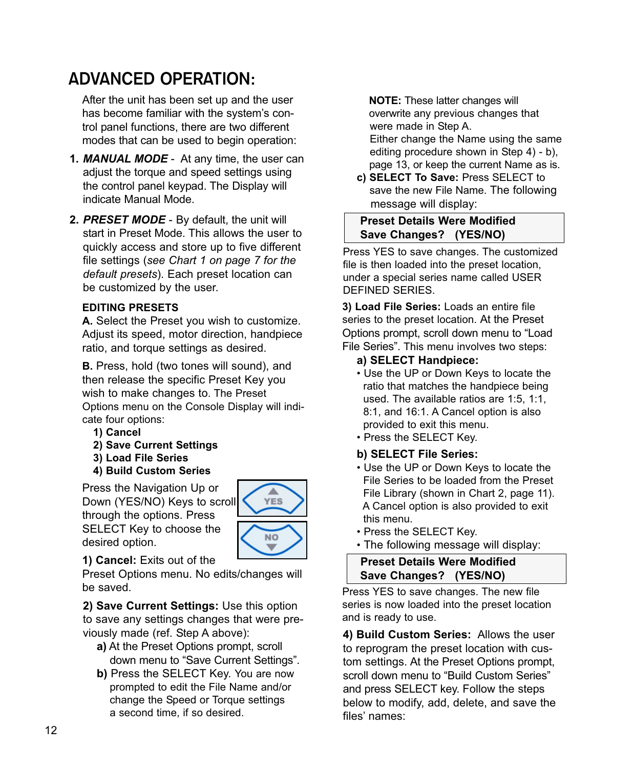# ADVANCED OPERATION:

After the unit has been set up and the user has become familiar with the system's control panel functions, there are two different modes that can be used to begin operation:

1. ***MANUAL MODE*** - At any time, the user can adjust the torque and speed settings using the control panel keypad. The Display will indicate Manual Mode.

2. ***PRESET MODE*** - By default, the unit will start in Preset Mode. This allows the user to quickly access and store up to five different file settings (*see Chart 1 on page 7 for the default presets*). Each preset location can be customized by the user.

**EDITING PRESETS**

**A.** Select the Preset you wish to customize. Adjust its speed, motor direction, handpiece ratio, and torque settings as desired.

**B.** Press, hold (two tones will sound), and then release the specific Preset Key you wish to make changes to. The Preset Options menu on the Console Display will indicate four options:

**1) Cancel**
**2) Save Current Settings**
**3) Load File Series**
**4) Build Custom Series**

Press the Navigation Up or Down (YES/NO) Keys to scroll through the options. Press SELECT Key to choose the desired option.

**1) Cancel:** Exits out of the Preset Options menu. No edits/changes will be saved.

**2) Save Current Settings:** Use this option to save any settings changes that were previously made (ref. Step A above):

**a)** At the Preset Options prompt, scroll down menu to "Save Current Settings".

**b)** Press the SELECT Key. You are now prompted to edit the File Name and/or change the Speed or Torque settings a second time, if so desired.

**NOTE:** These latter changes will overwrite any previous changes that were made in Step A.
Either change the Name using the same editing procedure shown in Step 4) - b), page 13, or keep the current Name as is.

**c) SELECT To Save:** Press SELECT to save the new File Name. The following message will display:

| **Preset Details Were Modified**<br>**Save Changes? (YES/NO)** |
|---|

Press YES to save changes. The customized file is then loaded into the preset location, under a special series name called USER DEFINED SERIES.

**3) Load File Series:** Loads an entire file series to the preset location. At the Preset Options prompt, scroll down menu to "Load File Series". This menu involves two steps:

**a) SELECT Handpiece:**
- Use the UP or Down Keys to locate the ratio that matches the handpiece being used. The available ratios are 1:5, 1:1, 8:1, and 16:1. A Cancel option is also provided to exit this menu.
- Press the SELECT Key.

**b) SELECT File Series:**
- Use the UP or Down Keys to locate the File Series to be loaded from the Preset File Library (shown in Chart 2, page 11). A Cancel option is also provided to exit this menu.
- Press the SELECT Key.
- The following message will display:

| **Preset Details Were Modified**<br>**Save Changes? (YES/NO)** |
|---|

Press YES to save changes. The new file series is now loaded into the preset location and is ready to use.

**4) Build Custom Series:** Allows the user to reprogram the preset location with custom settings. At the Preset Options prompt, scroll down menu to "Build Custom Series" and press SELECT key. Follow the steps below to modify, add, delete, and save the files' names: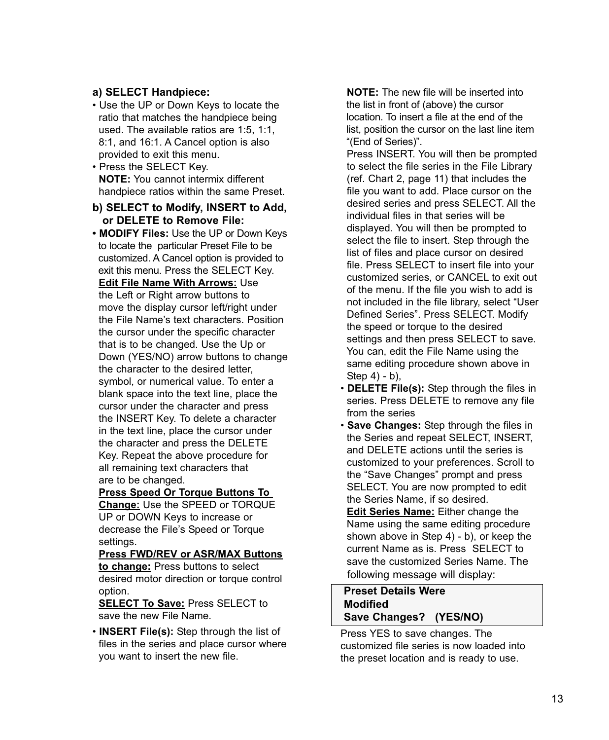**a) SELECT Handpiece:**

- Use the UP or Down Keys to locate the ratio that matches the handpiece being used. The available ratios are 1:5, 1:1, 8:1, and 16:1. A Cancel option is also provided to exit this menu.
- Press the SELECT Key.

  **NOTE:** You cannot intermix different handpiece ratios within the same Preset.

**b) SELECT to Modify, INSERT to Add, or DELETE to Remove File:**

- **MODIFY Files:** Use the UP or Down Keys to locate the particular Preset File to be customized. A Cancel option is provided to exit this menu. Press the SELECT Key.

  **Edit File Name With Arrows:** Use the Left or Right arrow buttons to move the display cursor left/right under the File Name's text characters. Position the cursor under the specific character that is to be changed. Use the Up or Down (YES/NO) arrow buttons to change the character to the desired letter, symbol, or numerical value. To enter a blank space into the text line, place the cursor under the character and press the INSERT Key. To delete a character in the text line, place the cursor under the character and press the DELETE Key. Repeat the above procedure for all remaining text characters that are to be changed.

  **Press Speed Or Torque Buttons To Change:** Use the SPEED or TORQUE UP or DOWN Keys to increase or decrease the File's Speed or Torque settings.

  **Press FWD/REV or ASR/MAX Buttons to change:** Press buttons to select desired motor direction or torque control option.

  **SELECT To Save:** Press SELECT to save the new File Name.

- **INSERT File(s):** Step through the list of files in the series and place cursor where you want to insert the new file.

  **NOTE:** The new file will be inserted into the list in front of (above) the cursor location. To insert a file at the end of the list, position the cursor on the last line item "(End of Series)".

  Press INSERT. You will then be prompted to select the file series in the File Library (ref. Chart 2, page 11) that includes the file you want to add. Place cursor on the desired series and press SELECT. All the individual files in that series will be displayed. You will then be prompted to select the file to insert. Step through the list of files and place cursor on desired file. Press SELECT to insert file into your customized series, or CANCEL to exit out of the menu. If the file you wish to add is not included in the file library, select "User Defined Series". Press SELECT. Modify the speed or torque to the desired settings and then press SELECT to save. You can, edit the File Name using the same editing procedure shown above in Step 4) - b),

- **DELETE File(s):** Step through the files in series. Press DELETE to remove any file from the series
- **Save Changes:** Step through the files in the Series and repeat SELECT, INSERT, and DELETE actions until the series is customized to your preferences. Scroll to the "Save Changes" prompt and press SELECT. You are now prompted to edit the Series Name, if so desired.

  **Edit Series Name:** Either change the Name using the same editing procedure shown above in Step 4) - b), or keep the current Name as is. Press SELECT to save the customized Series Name. The following message will display:

| **Preset Details Were Modified Save Changes? (YES/NO)** |
|---|

Press YES to save changes. The customized file series is now loaded into the preset location and is ready to use.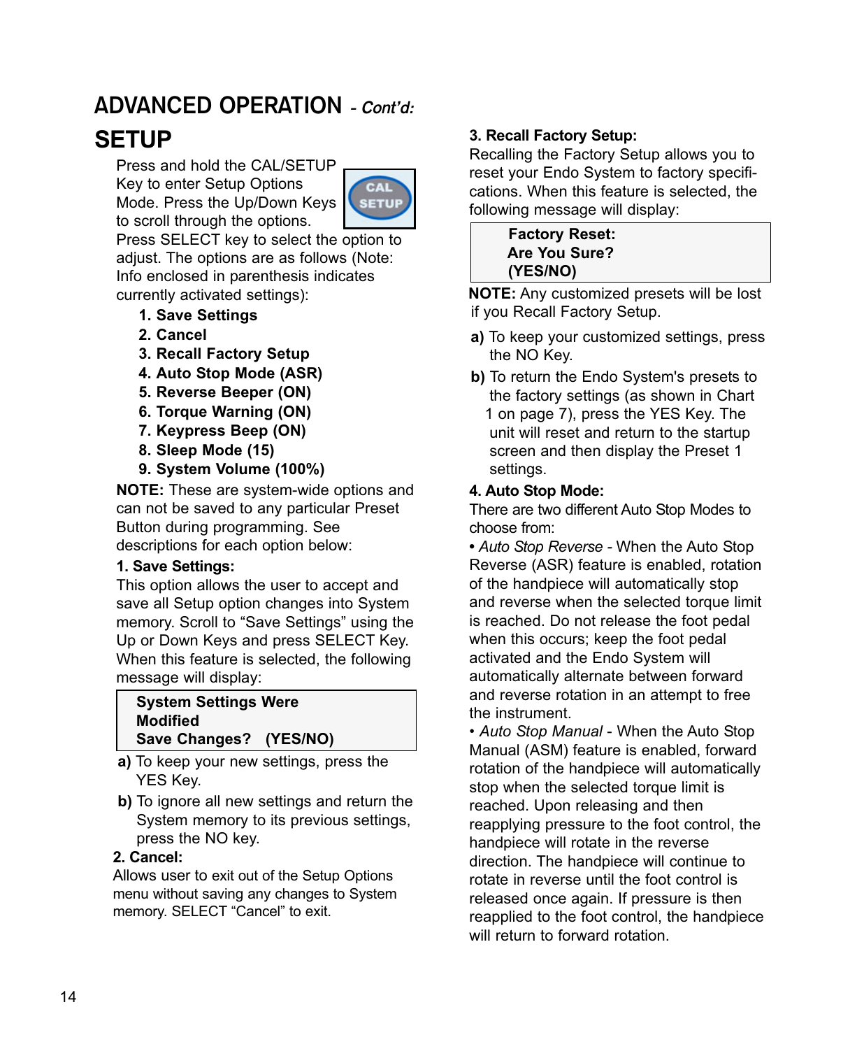# ADVANCED OPERATION - *Cont'd:*

## SETUP

Press and hold the CAL/SETUP Key to enter Setup Options Mode. Press the Up/Down Keys to scroll through the options. Press SELECT key to select the option to adjust. The options are as follows (Note: Info enclosed in parenthesis indicates currently activated settings):

1. **Save Settings**
2. **Cancel**
3. **Recall Factory Setup**
4. **Auto Stop Mode (ASR)**
5. **Reverse Beeper (ON)**
6. **Torque Warning (ON)**
7. **Keypress Beep (ON)**
8. **Sleep Mode (15)**
9. **System Volume (100%)**

**NOTE:** These are system-wide options and can not be saved to any particular Preset Button during programming. See descriptions for each option below:

**1. Save Settings:**

This option allows the user to accept and save all Setup option changes into System memory. Scroll to "Save Settings" using the Up or Down Keys and press SELECT Key. When this feature is selected, the following message will display:

| **System Settings Were Modified** **Save Changes? (YES/NO)** |
|---|

**a)** To keep your new settings, press the YES Key.

**b)** To ignore all new settings and return the System memory to its previous settings, press the NO key.

**2. Cancel:**

Allows user to exit out of the Setup Options menu without saving any changes to System memory. SELECT "Cancel" to exit.

**3. Recall Factory Setup:**

Recalling the Factory Setup allows you to reset your Endo System to factory specifications. When this feature is selected, the following message will display:

| **Factory Reset:** **Are You Sure?** **(YES/NO)** |
|---|

**NOTE:** Any customized presets will be lost if you Recall Factory Setup.

**a)** To keep your customized settings, press the NO Key.

**b)** To return the Endo System's presets to the factory settings (as shown in Chart 1 on page 7), press the YES Key. The unit will reset and return to the startup screen and then display the Preset 1 settings.

**4. Auto Stop Mode:**

There are two different Auto Stop Modes to choose from:

• *Auto Stop Reverse* - When the Auto Stop Reverse (ASR) feature is enabled, rotation of the handpiece will automatically stop and reverse when the selected torque limit is reached. Do not release the foot pedal when this occurs; keep the foot pedal activated and the Endo System will automatically alternate between forward and reverse rotation in an attempt to free the instrument.

• *Auto Stop Manual* - When the Auto Stop Manual (ASM) feature is enabled, forward rotation of the handpiece will automatically stop when the selected torque limit is reached. Upon releasing and then reapplying pressure to the foot control, the handpiece will rotate in the reverse direction. The handpiece will continue to rotate in reverse until the foot control is released once again. If pressure is then reapplied to the foot control, the handpiece will return to forward rotation.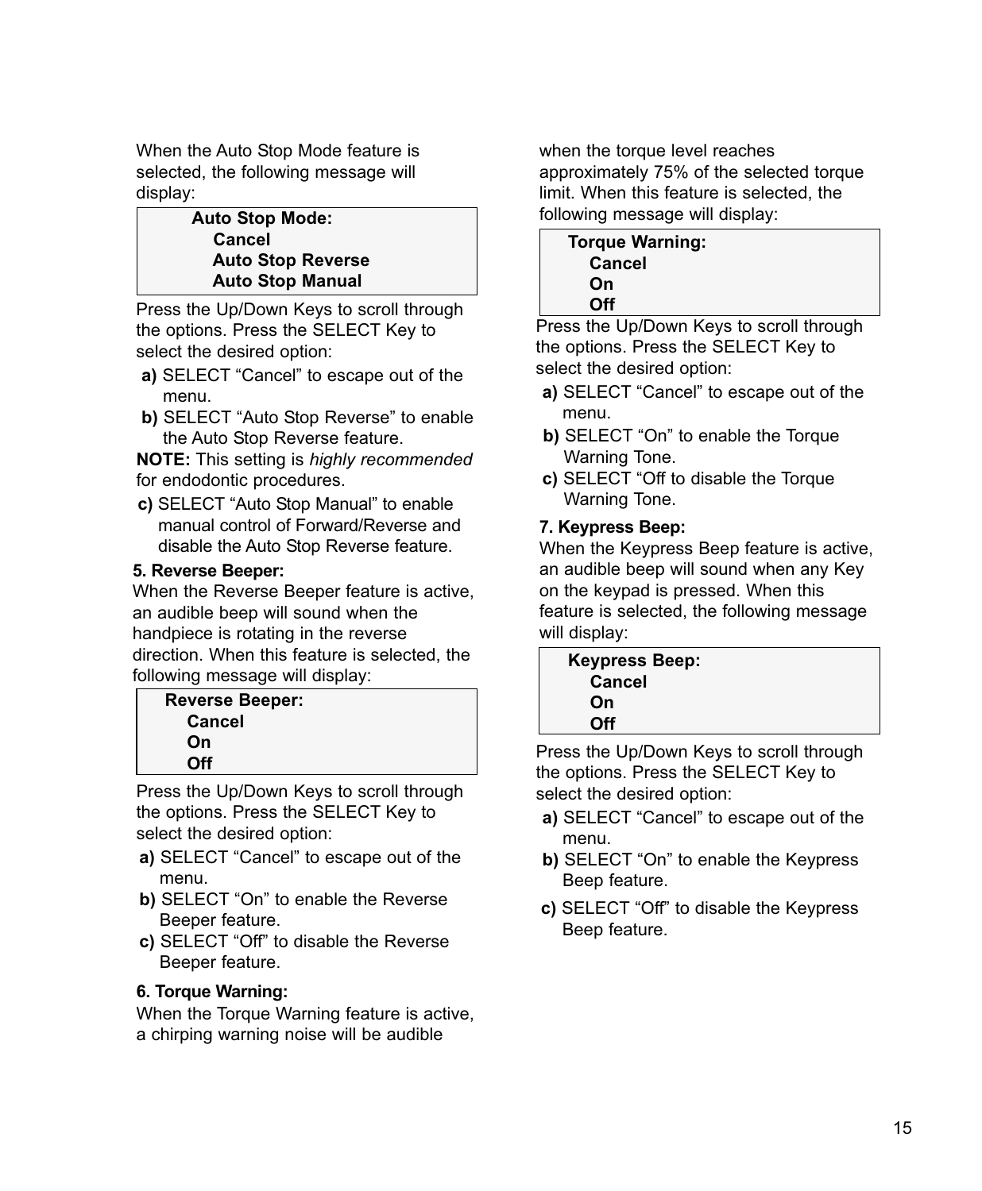When the Auto Stop Mode feature is selected, the following message will display:

```
Auto Stop Mode:
    Cancel
    Auto Stop Reverse
    Auto Stop Manual
```

Press the Up/Down Keys to scroll through the options. Press the SELECT Key to select the desired option:

**a)** SELECT “Cancel” to escape out of the menu.

**b)** SELECT “Auto Stop Reverse” to enable the Auto Stop Reverse feature.

**NOTE:** This setting is *highly recommended* for endodontic procedures.

**c)** SELECT “Auto Stop Manual” to enable manual control of Forward/Reverse and disable the Auto Stop Reverse feature.

**5. Reverse Beeper:**

When the Reverse Beeper feature is active, an audible beep will sound when the handpiece is rotating in the reverse direction. When this feature is selected, the following message will display:

```
Reverse Beeper:
    Cancel
    On
    Off
```

Press the Up/Down Keys to scroll through the options. Press the SELECT Key to select the desired option:

**a)** SELECT “Cancel” to escape out of the menu.

**b)** SELECT “On” to enable the Reverse Beeper feature.

**c)** SELECT “Off” to disable the Reverse Beeper feature.

**6. Torque Warning:**

When the Torque Warning feature is active, a chirping warning noise will be audible when the torque level reaches approximately 75% of the selected torque limit. When this feature is selected, the following message will display:

```
Torque Warning:
    Cancel
    On
    Off
```

Press the Up/Down Keys to scroll through the options. Press the SELECT Key to select the desired option:

**a)** SELECT “Cancel” to escape out of the menu.

**b)** SELECT “On” to enable the Torque Warning Tone.

**c)** SELECT “Off to disable the Torque Warning Tone.

**7. Keypress Beep:**

When the Keypress Beep feature is active, an audible beep will sound when any Key on the keypad is pressed. When this feature is selected, the following message will display:

```
Keypress Beep:
    Cancel
    On
    Off
```

Press the Up/Down Keys to scroll through the options. Press the SELECT Key to select the desired option:

**a)** SELECT “Cancel” to escape out of the menu.

**b)** SELECT “On” to enable the Keypress Beep feature.

**c)** SELECT “Off” to disable the Keypress Beep feature.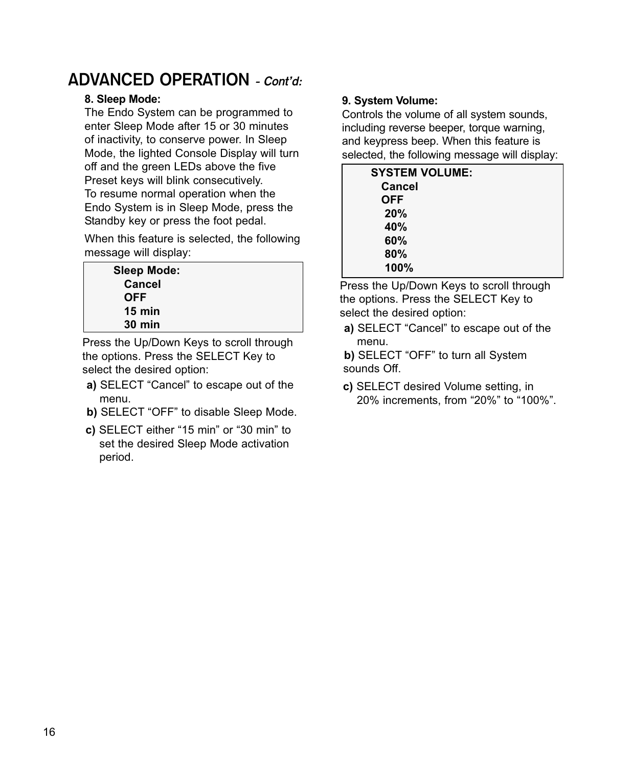# ADVANCED OPERATION *- Cont'd:*

**8. Sleep Mode:**

The Endo System can be programmed to enter Sleep Mode after 15 or 30 minutes of inactivity, to conserve power. In Sleep Mode, the lighted Console Display will turn off and the green LEDs above the five Preset keys will blink consecutively.

To resume normal operation when the Endo System is in Sleep Mode, press the Standby key or press the foot pedal.

When this feature is selected, the following message will display:

```
Sleep Mode:
   Cancel
   OFF
   15 min
   30 min
```

Press the Up/Down Keys to scroll through the options. Press the SELECT Key to select the desired option:

**a)** SELECT "Cancel" to escape out of the menu.

**b)** SELECT "OFF" to disable Sleep Mode.

**c)** SELECT either "15 min" or "30 min" to set the desired Sleep Mode activation period.

**9. System Volume:**

Controls the volume of all system sounds, including reverse beeper, torque warning, and keypress beep. When this feature is selected, the following message will display:

```
SYSTEM VOLUME:
   Cancel
   OFF
    20%
    40%
    60%
    80%
    100%
```

Press the Up/Down Keys to scroll through the options. Press the SELECT Key to select the desired option:

**a)** SELECT "Cancel" to escape out of the menu.

**b)** SELECT "OFF" to turn all System sounds Off.

**c)** SELECT desired Volume setting, in 20% increments, from "20%" to "100%".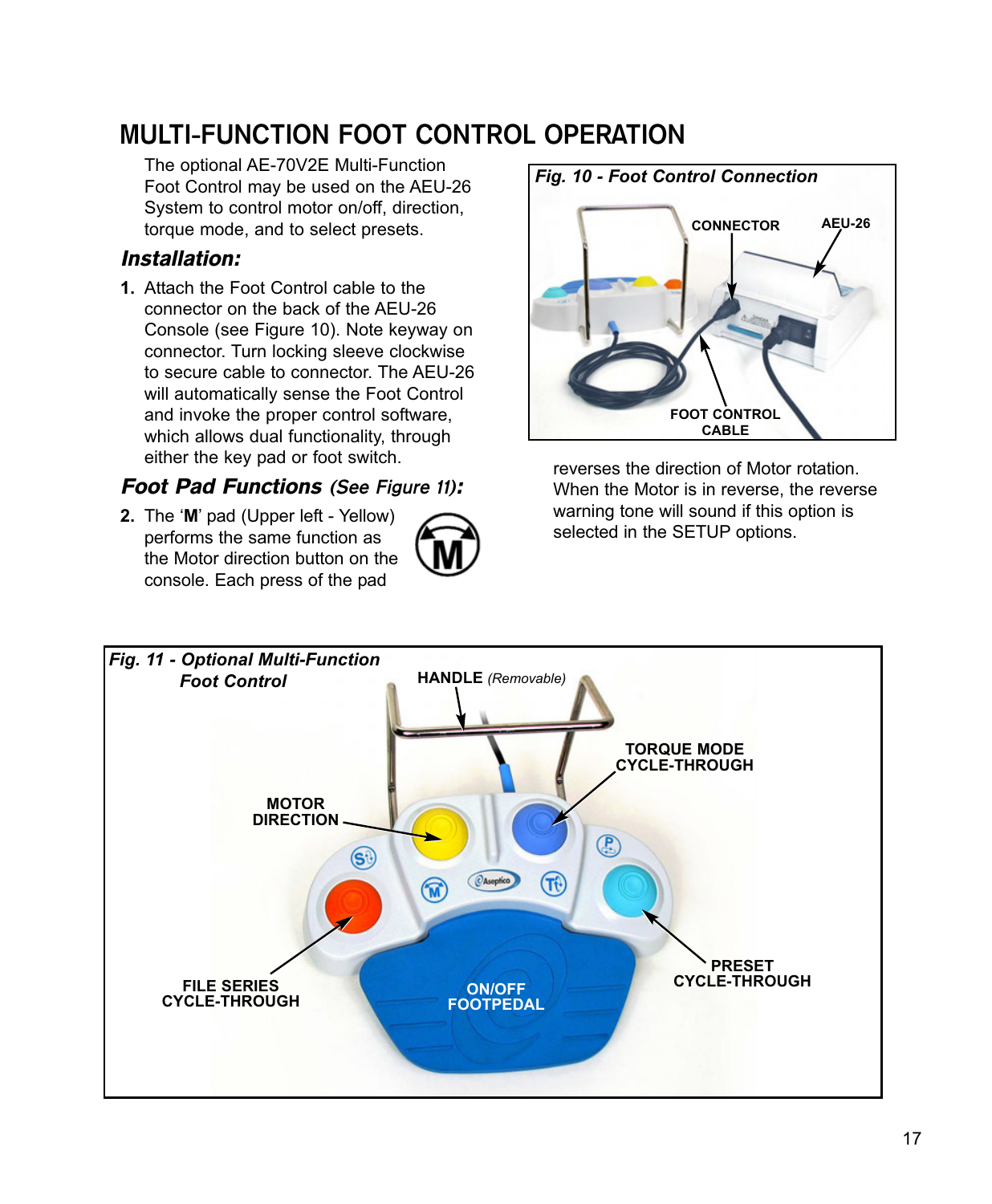# MULTI-FUNCTION FOOT CONTROL OPERATION

The optional AE-70V2E Multi-Function Foot Control may be used on the AEU-26 System to control motor on/off, direction, torque mode, and to select presets.

## *Installation:*

1. Attach the Foot Control cable to the connector on the back of the AEU-26 Console (see Figure 10). Note keyway on connector. Turn locking sleeve clockwise to secure cable to connector. The AEU-26 will automatically sense the Foot Control and invoke the proper control software, which allows dual functionality, through either the key pad or foot switch.

## *Foot Pad Functions (See Figure 11):*

2. The '**M**' pad (Upper left - Yellow) performs the same function as the Motor direction button on the console. Each press of the pad reverses the direction of Motor rotation. When the Motor is in reverse, the reverse warning tone will sound if this option is selected in the SETUP options.

***Fig. 10 - Foot Control Connection***

CONNECTOR  
AEU-26  
FOOT CONTROL CABLE

***Fig. 11 - Optional Multi-Function Foot Control***

HANDLE *(Removable)*  
TORQUE MODE CYCLE-THROUGH  
MOTOR DIRECTION  
PRESET CYCLE-THROUGH  
FILE SERIES CYCLE-THROUGH  
ON/OFF FOOTPEDAL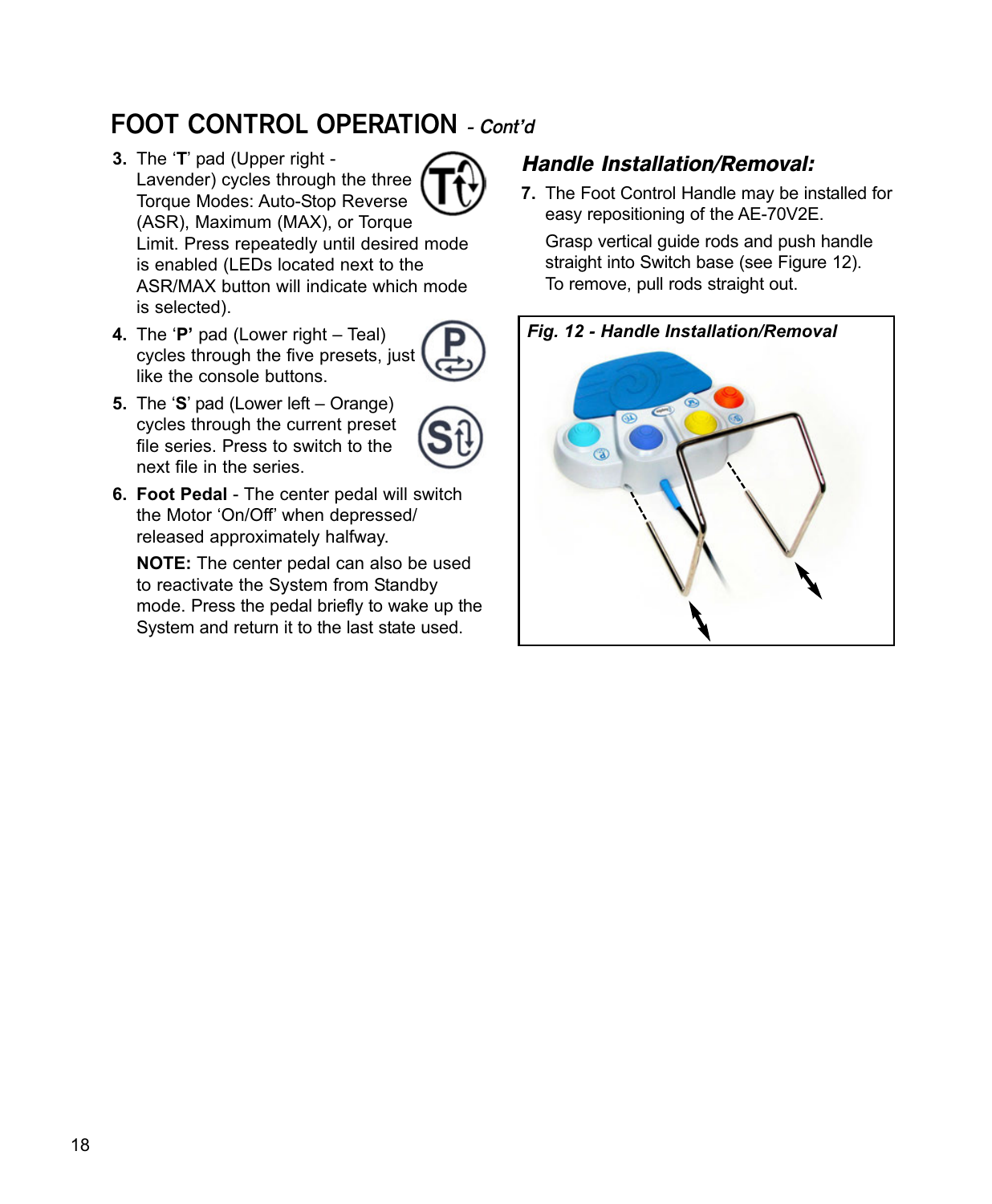## FOOT CONTROL OPERATION *- Cont'd*

3. The '**T**' pad (Upper right - Lavender) cycles through the three Torque Modes: Auto-Stop Reverse (ASR), Maximum (MAX), or Torque Limit. Press repeatedly until desired mode is enabled (LEDs located next to the ASR/MAX button will indicate which mode is selected).

4. The '**P'** pad (Lower right – Teal) cycles through the five presets, just like the console buttons.

5. The '**S**' pad (Lower left – Orange) cycles through the current preset file series. Press to switch to the next file in the series.

6. **Foot Pedal** - The center pedal will switch the Motor 'On/Off' when depressed/ released approximately halfway.

   **NOTE:** The center pedal can also be used to reactivate the System from Standby mode. Press the pedal briefly to wake up the System and return it to the last state used.

### *Handle Installation/Removal:*

7. The Foot Control Handle may be installed for easy repositioning of the AE-70V2E.

   Grasp vertical guide rods and push handle straight into Switch base (see Figure 12). To remove, pull rods straight out.

***Fig. 12 - Handle Installation/Removal***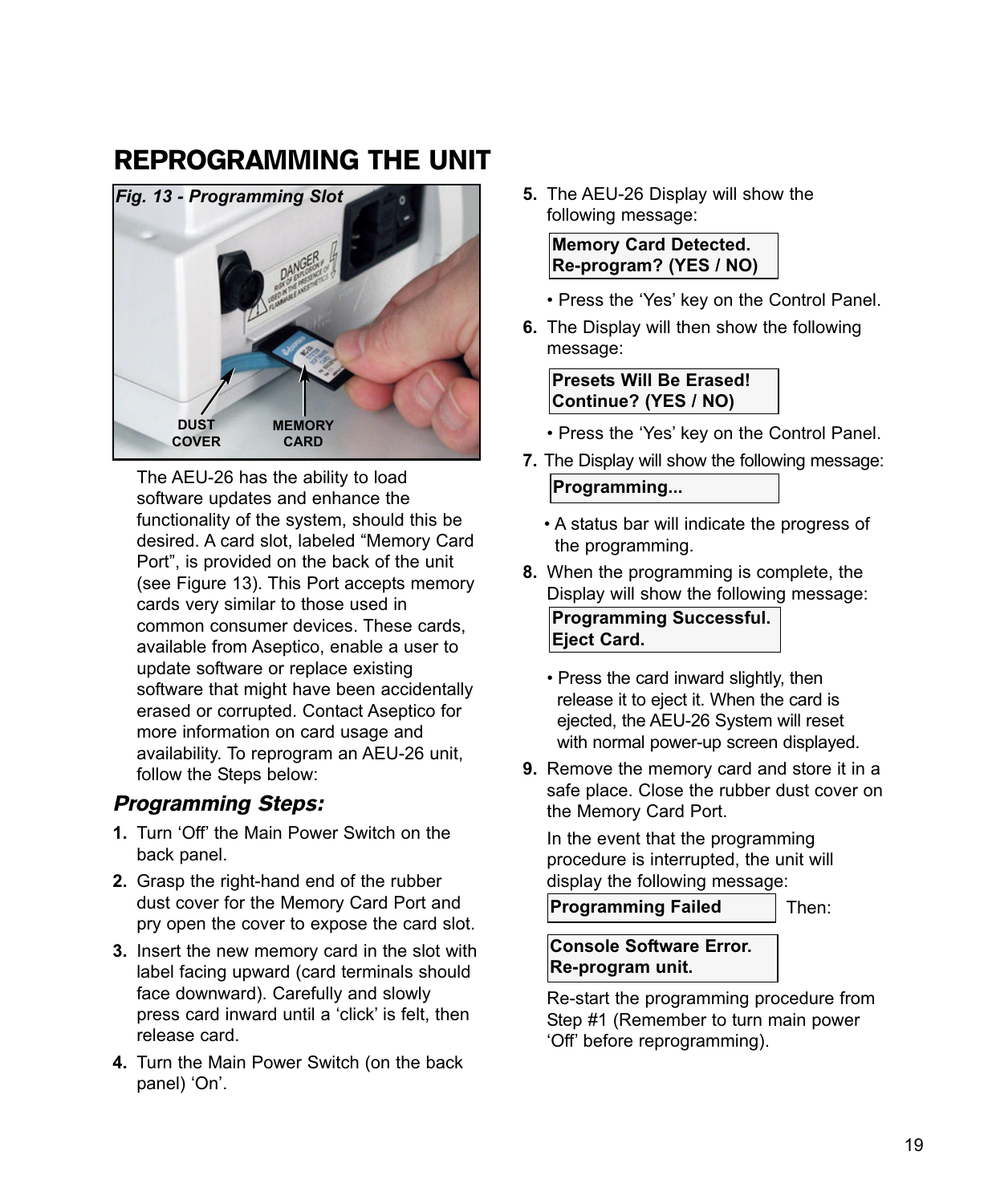# REPROGRAMMING THE UNIT

*Fig. 13 - Programming Slot*

DUST COVER

MEMORY CARD

The AEU-26 has the ability to load software updates and enhance the functionality of the system, should this be desired. A card slot, labeled "Memory Card Port", is provided on the back of the unit (see Figure 13). This Port accepts memory cards very similar to those used in common consumer devices. These cards, available from Aseptico, enable a user to update software or replace existing software that might have been accidentally erased or corrupted. Contact Aseptico for more information on card usage and availability. To reprogram an AEU-26 unit, follow the Steps below:

## *Programming Steps:*

1. Turn 'Off' the Main Power Switch on the back panel.
2. Grasp the right-hand end of the rubber dust cover for the Memory Card Port and pry open the cover to expose the card slot.
3. Insert the new memory card in the slot with label facing upward (card terminals should face downward). Carefully and slowly press card inward until a 'click' is felt, then release card.
4. Turn the Main Power Switch (on the back panel) 'On'.
5. The AEU-26 Display will show the following message:

   **Memory Card Detected.**
   **Re-program? (YES / NO)**

   • Press the 'Yes' key on the Control Panel.
6. The Display will then show the following message:

   **Presets Will Be Erased!**
   **Continue? (YES / NO)**

   • Press the 'Yes' key on the Control Panel.
7. The Display will show the following message:

   **Programming...**

   • A status bar will indicate the progress of the programming.
8. When the programming is complete, the Display will show the following message:

   **Programming Successful.**
   **Eject Card.**

   • Press the card inward slightly, then release it to eject it. When the card is ejected, the AEU-26 System will reset with normal power-up screen displayed.
9. Remove the memory card and store it in a safe place. Close the rubber dust cover on the Memory Card Port.

   In the event that the programming procedure is interrupted, the unit will display the following message:

   **Programming Failed** Then:

   **Console Software Error.**
   **Re-program unit.**

   Re-start the programming procedure from Step #1 (Remember to turn main power 'Off' before reprogramming).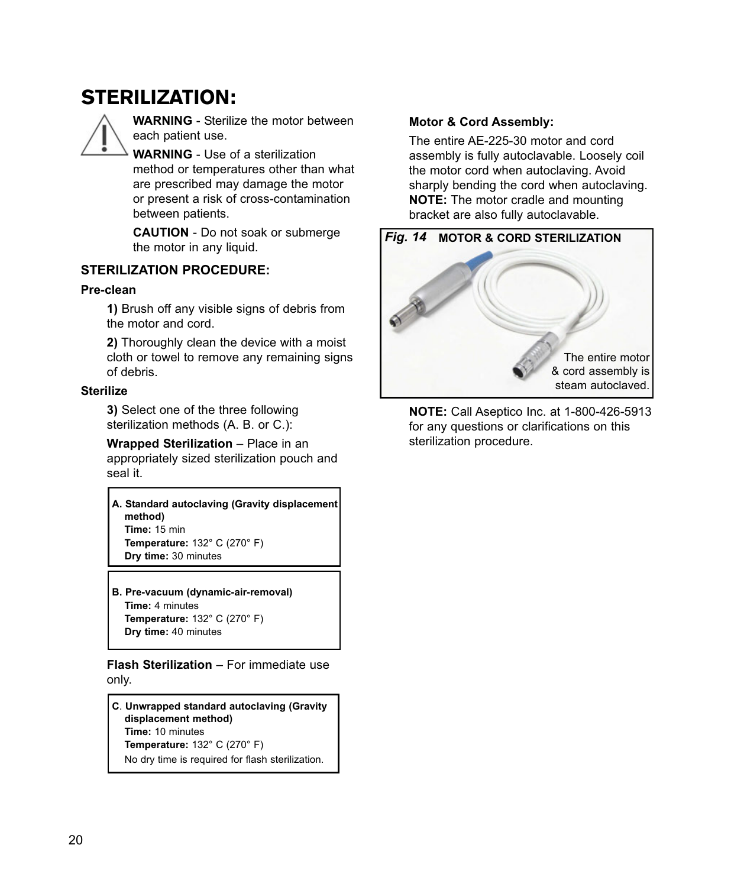# STERILIZATION:

**WARNING** - Sterilize the motor between each patient use.

**WARNING** - Use of a sterilization method or temperatures other than what are prescribed may damage the motor or present a risk of cross-contamination between patients.

**CAUTION** - Do not soak or submerge the motor in any liquid.

## STERILIZATION PROCEDURE:

### Pre-clean

**1)** Brush off any visible signs of debris from the motor and cord.

**2)** Thoroughly clean the device with a moist cloth or towel to remove any remaining signs of debris.

### Sterilize

**3)** Select one of the three following sterilization methods (A. B. or C.):

**Wrapped Sterilization** – Place in an appropriately sized sterilization pouch and seal it.

**A. Standard autoclaving (Gravity displacement method)**
**Time:** 15 min
**Temperature:** 132° C (270° F)
**Dry time:** 30 minutes

**B. Pre-vacuum (dynamic-air-removal)**
**Time:** 4 minutes
**Temperature:** 132° C (270° F)
**Dry time:** 40 minutes

**Flash Sterilization** – For immediate use only.

**C. Unwrapped standard autoclaving (Gravity displacement method)**
**Time:** 10 minutes
**Temperature:** 132° C (270° F)
No dry time is required for flash sterilization.

### Motor & Cord Assembly:

The entire AE-225-30 motor and cord assembly is fully autoclavable. Loosely coil the motor cord when autoclaving. Avoid sharply bending the cord when autoclaving. **NOTE:** The motor cradle and mounting bracket are also fully autoclavable.

***Fig. 14*** **MOTOR & CORD STERILIZATION**

The entire motor & cord assembly is steam autoclaved.

**NOTE:** Call Aseptico Inc. at 1-800-426-5913 for any questions or clarifications on this sterilization procedure.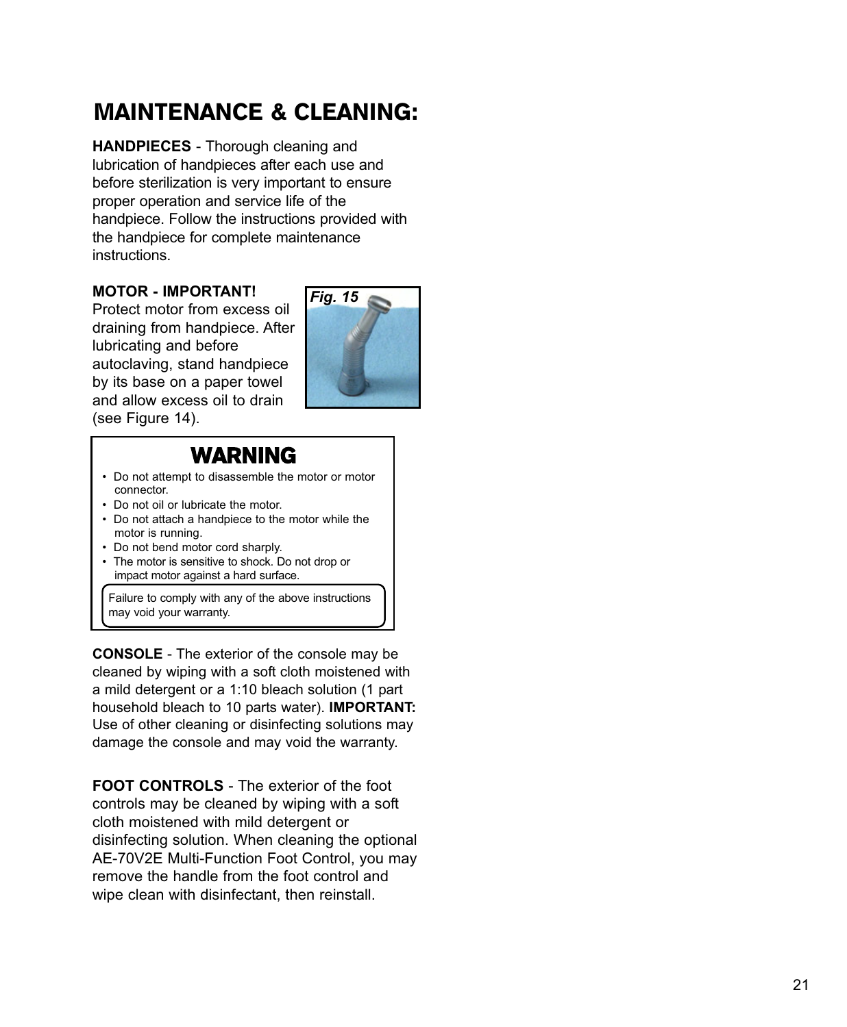# MAINTENANCE & CLEANING:

**HANDPIECES** - Thorough cleaning and lubrication of handpieces after each use and before sterilization is very important to ensure proper operation and service life of the handpiece. Follow the instructions provided with the handpiece for complete maintenance instructions.

**MOTOR - IMPORTANT!**
Protect motor from excess oil draining from handpiece. After lubricating and before autoclaving, stand handpiece by its base on a paper towel and allow excess oil to drain (see Figure 14).

*Fig. 15*

## WARNING

- Do not attempt to disassemble the motor or motor connector.
- Do not oil or lubricate the motor.
- Do not attach a handpiece to the motor while the motor is running.
- Do not bend motor cord sharply.
- The motor is sensitive to shock. Do not drop or impact motor against a hard surface.

Failure to comply with any of the above instructions may void your warranty.

**CONSOLE** - The exterior of the console may be cleaned by wiping with a soft cloth moistened with a mild detergent or a 1:10 bleach solution (1 part household bleach to 10 parts water). **IMPORTANT:** Use of other cleaning or disinfecting solutions may damage the console and may void the warranty.

**FOOT CONTROLS** - The exterior of the foot controls may be cleaned by wiping with a soft cloth moistened with mild detergent or disinfecting solution. When cleaning the optional AE-70V2E Multi-Function Foot Control, you may remove the handle from the foot control and wipe clean with disinfectant, then reinstall.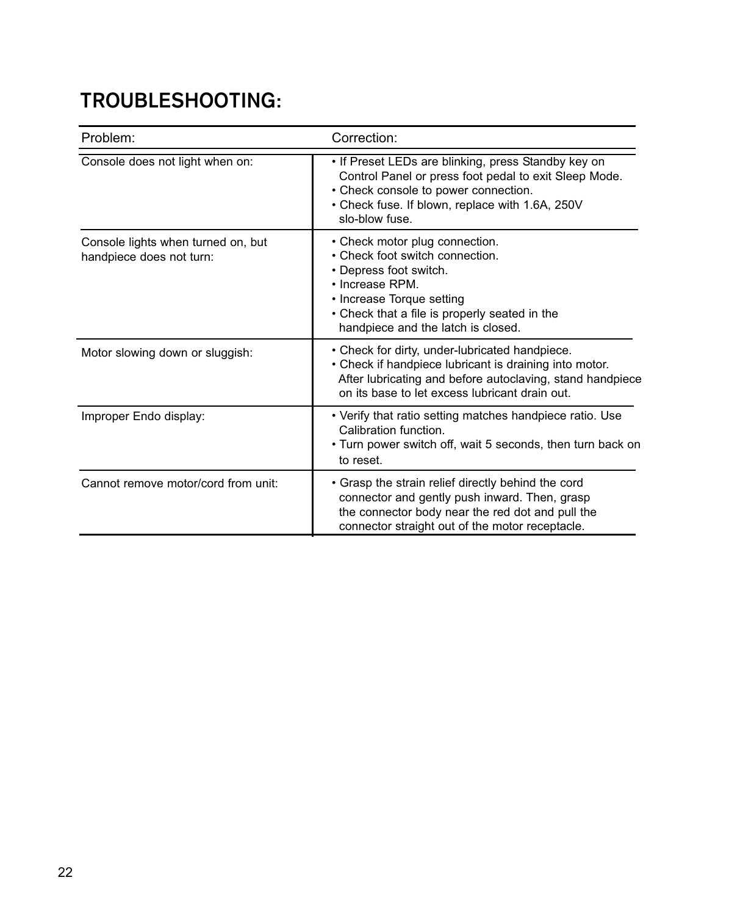## TROUBLESHOOTING:

| Problem: | Correction: |
|---|---|
| Console does not light when on: | • If Preset LEDs are blinking, press Standby key on Control Panel or press foot pedal to exit Sleep Mode.<br>• Check console to power connection.<br>• Check fuse. If blown, replace with 1.6A, 250V slo-blow fuse. |
| Console lights when turned on, but handpiece does not turn: | • Check motor plug connection.<br>• Check foot switch connection.<br>• Depress foot switch.<br>• Increase RPM.<br>• Increase Torque setting<br>• Check that a file is properly seated in the handpiece and the latch is closed. |
| Motor slowing down or sluggish: | • Check for dirty, under-lubricated handpiece.<br>• Check if handpiece lubricant is draining into motor. After lubricating and before autoclaving, stand handpiece on its base to let excess lubricant drain out. |
| Improper Endo display: | • Verify that ratio setting matches handpiece ratio. Use Calibration function.<br>• Turn power switch off, wait 5 seconds, then turn back on to reset. |
| Cannot remove motor/cord from unit: | • Grasp the strain relief directly behind the cord connector and gently push inward. Then, grasp the connector body near the red dot and pull the connector straight out of the motor receptacle. |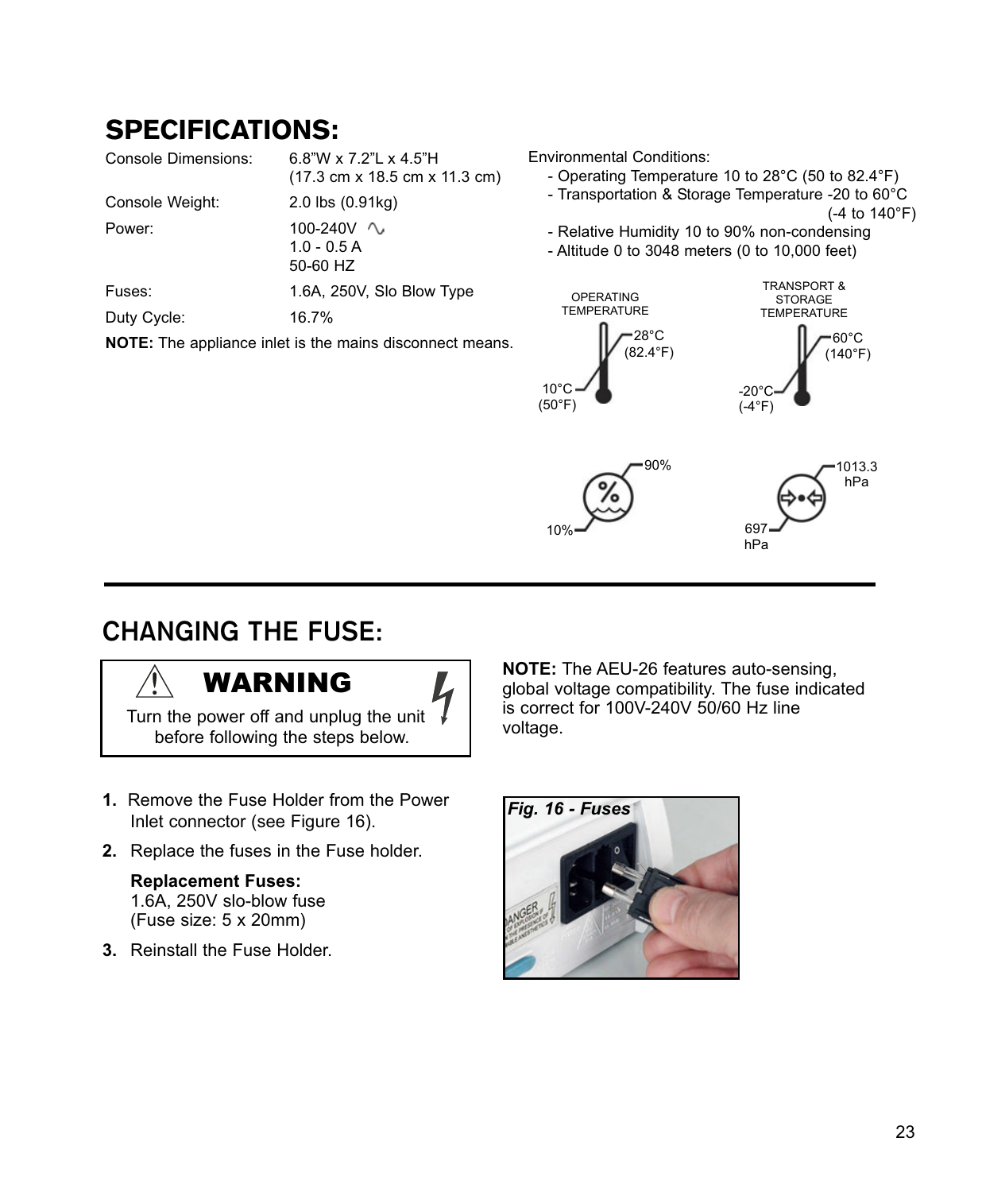# SPECIFICATIONS:

| | |
|---|---|
| Console Dimensions: | 6.8"W x 7.2"L x 4.5"H (17.3 cm x 18.5 cm x 11.3 cm) |
| Console Weight: | 2.0 lbs (0.91kg) |
| Power: | 100-240V ∿ 1.0 - 0.5 A 50-60 HZ |
| Fuses: | 1.6A, 250V, Slo Blow Type |
| Duty Cycle: | 16.7% |

**NOTE:** The appliance inlet is the mains disconnect means.

Environmental Conditions:

- Operating Temperature 10 to 28°C (50 to 82.4°F)
- Transportation & Storage Temperature -20 to 60°C (-4 to 140°F)
- Relative Humidity 10 to 90% non-condensing
- Altitude 0 to 3048 meters (0 to 10,000 feet)

OPERATING TEMPERATURE: 10°C (50°F) – 28°C (82.4°F)

TRANSPORT & STORAGE TEMPERATURE: -20°C (-4°F) – 60°C (140°F)

10% – 90%

697 hPa – 1013.3 hPa

## CHANGING THE FUSE:

> **WARNING**
>
> Turn the power off and unplug the unit before following the steps below.

**NOTE:** The AEU-26 features auto-sensing, global voltage compatibility. The fuse indicated is correct for 100V-240V 50/60 Hz line voltage.

1. Remove the Fuse Holder from the Power Inlet connector (see Figure 16).
2. Replace the fuses in the Fuse holder.

   **Replacement Fuses:**
   1.6A, 250V slo-blow fuse
   (Fuse size: 5 x 20mm)
3. Reinstall the Fuse Holder.

*Fig. 16 - Fuses*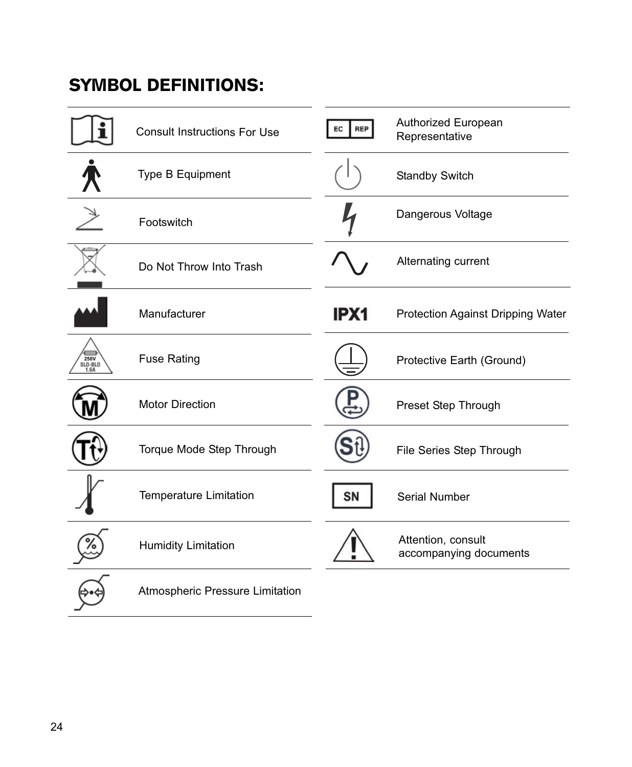# SYMBOL DEFINITIONS:

| Symbol | Definition |
|---|---|
| | Consult Instructions For Use |
| | Type B Equipment |
| | Footswitch |
| | Do Not Throw Into Trash |
| | Manufacturer |
| 250V SLO-BLO 1.6A | Fuse Rating |
| | Motor Direction |
| | Torque Mode Step Through |
| | Temperature Limitation |
| | Humidity Limitation |
| | Atmospheric Pressure Limitation |
| EC REP | Authorized European Representative |
| | Standby Switch |
| | Dangerous Voltage |
| | Alternating current |
| IPX1 | Protection Against Dripping Water |
| | Protective Earth (Ground) |
| | Preset Step Through |
| | File Series Step Through |
| SN | Serial Number |
| | Attention, consult accompanying documents |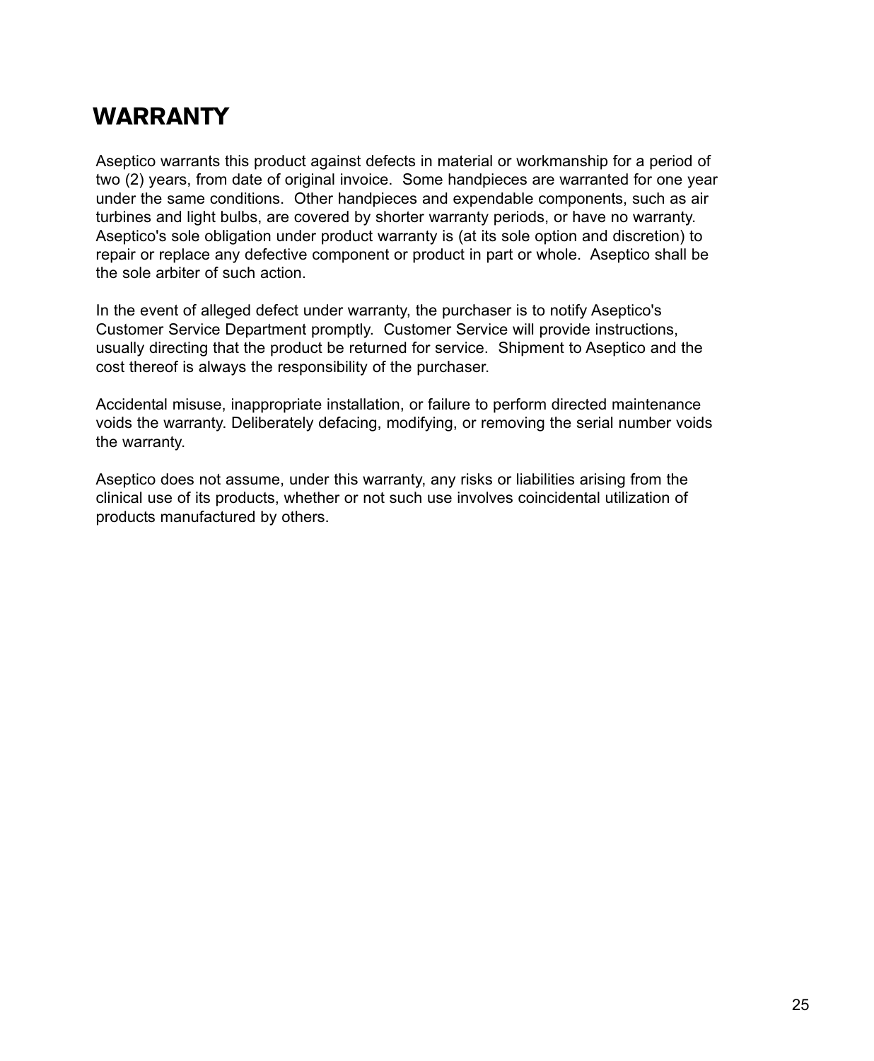# WARRANTY

Aseptico warrants this product against defects in material or workmanship for a period of two (2) years, from date of original invoice. Some handpieces are warranted for one year under the same conditions. Other handpieces and expendable components, such as air turbines and light bulbs, are covered by shorter warranty periods, or have no warranty. Aseptico's sole obligation under product warranty is (at its sole option and discretion) to repair or replace any defective component or product in part or whole. Aseptico shall be the sole arbiter of such action.

In the event of alleged defect under warranty, the purchaser is to notify Aseptico's Customer Service Department promptly. Customer Service will provide instructions, usually directing that the product be returned for service. Shipment to Aseptico and the cost thereof is always the responsibility of the purchaser.

Accidental misuse, inappropriate installation, or failure to perform directed maintenance voids the warranty. Deliberately defacing, modifying, or removing the serial number voids the warranty.

Aseptico does not assume, under this warranty, any risks or liabilities arising from the clinical use of its products, whether or not such use involves coincidental utilization of products manufactured by others.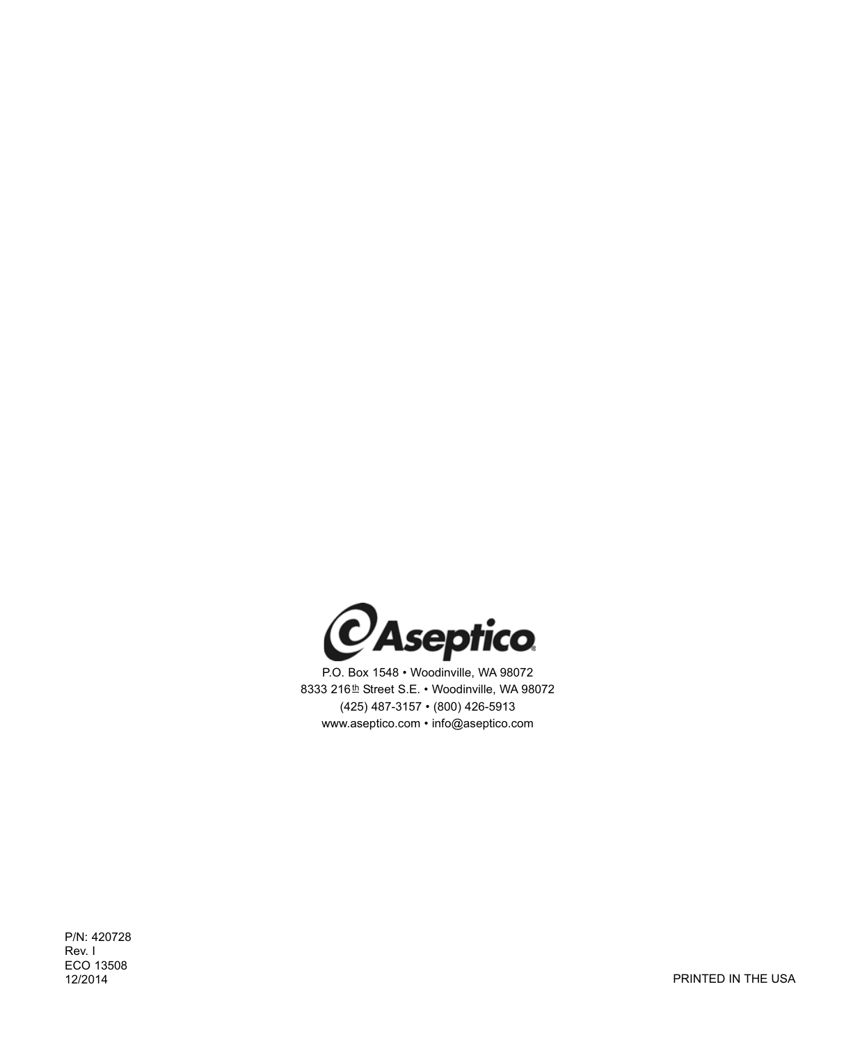Aseptico®

P.O. Box 1548 • Woodinville, WA 98072

8333 216th Street S.E. • Woodinville, WA 98072

(425) 487-3157 • (800) 426-5913

www.aseptico.com • info@aseptico.com

P/N: 420728
Rev. I
ECO 13508
12/2014

PRINTED IN THE USA